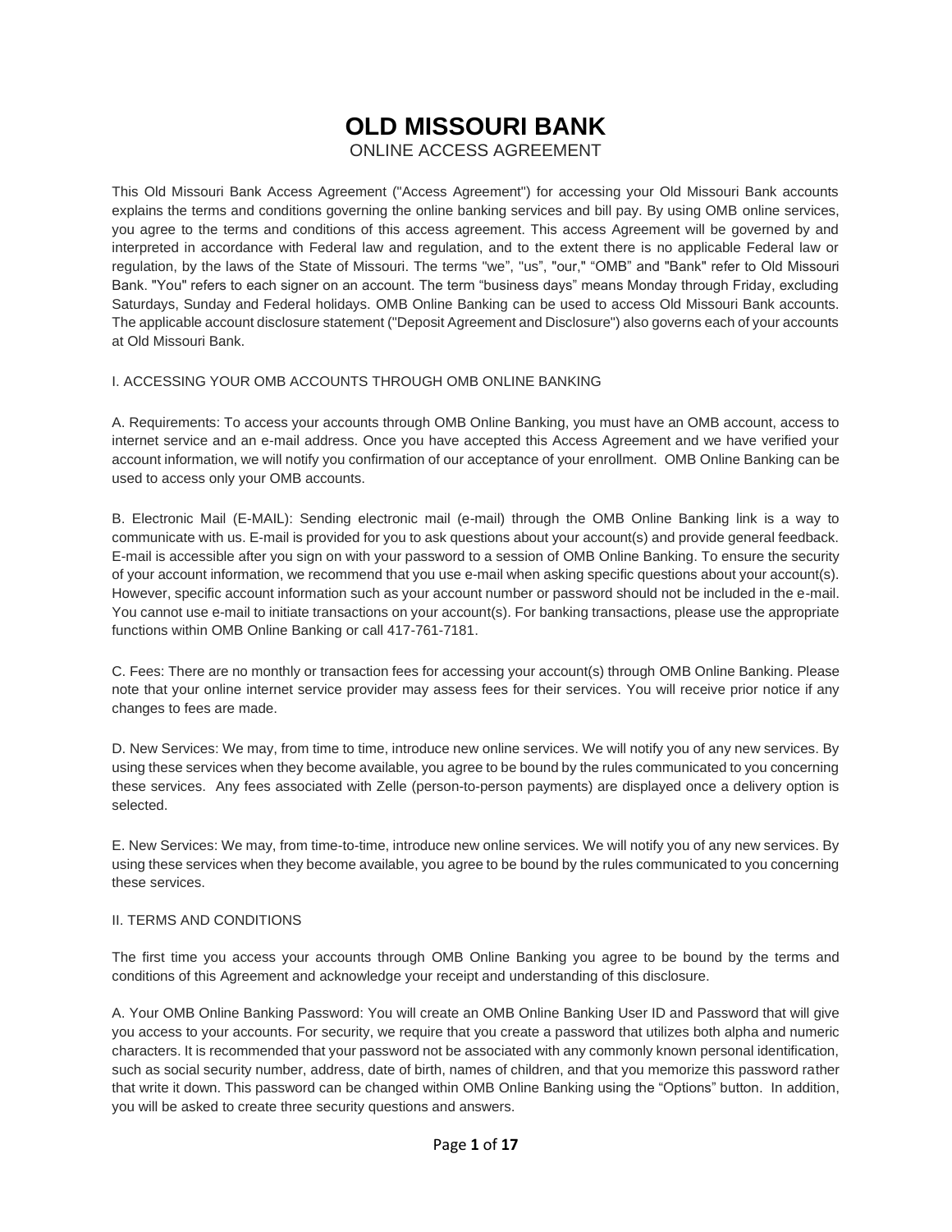# OLD MISSOURI BANK

ONLINE ACCESS AGREEMENT

This Old Missouri Bank Access Agreement ("Access Agreement") for accessing your Old Missouri Bank accounts explains the terms and conditions governing the online banking services and bill pay. By using OMB online services, you agree to the terms and conditions of this access agreement. This access Agreement will be governed by and interpreted in accordance with Federal law and regulation, and to the extent there is no applicable Federal law or regulation, by the laws of the State of Missouri. The terms "we", "us", "our," "OMB" and "Bank" refer to Old Missouri Bank. "You" refers to each signer on an account. The term "business days" means Monday through Friday, excluding Saturdays, Sunday and Federal holidays. OMB Online Banking can be used to access Old Missouri Bank accounts. The applicable account disclosure statement ("Deposit Agreement and Disclosure") also governs each of your accounts at Old Missouri Bank.

## I. ACCESSING YOUR OMB ACCOUNTS THROUGH OMB ONLINE BANKING

A. Requirements: To access your accounts through OMB Online Banking, you must have an OMB account, access to internet service and an e-mail address. Once you have accepted this Access Agreement and we have verified your account information, we will notify you confirmation of our acceptance of your enrollment. OMB Online Banking can be used to access only your OMB accounts.

B. Electronic Mail (E-MAIL): Sending electronic mail (e-mail) through the OMB Online Banking link is a way to communicate with us. E-mail is provided for you to ask questions about your account(s) and provide general feedback. E-mail is accessible after you sign on with your password to a session of OMB Online Banking. To ensure the security of your account information, we recommend that you use e-mail when asking specific questions about your account(s). However, specific account information such as your account number or password should not be included in the e-mail. You cannot use e-mail to initiate transactions on your account(s). For banking transactions, please use the appropriate functions within OMB Online Banking or call 417-761-7181.

C. Fees: There are no monthly or transaction fees for accessing your account(s) through OMB Online Banking. Please note that your online internet service provider may assess fees for their services. You will receive prior notice if any changes to fees are made.

D. New Services: We may, from time to time, introduce new online services. We will notify you of any new services. By using these services when they become available, you agree to be bound by the rules communicated to you concerning these services. Any fees associated with Zelle (person-to-person payments) are displayed once a delivery option is selected.

E. New Services: We may, from time-to-time, introduce new online services. We will notify you of any new services. By using these services when they become available, you agree to be bound by the rules communicated to you concerning these services.

## II. TERMS AND CONDITIONS

The first time you access your accounts through OMB Online Banking you agree to be bound by the terms and conditions of this Agreement and acknowledge your receipt and understanding of this disclosure.

A. Your OMB Online Banking Password: You will create an OMB Online Banking User ID and Password that will give you access to your accounts. For security, we require that you create a password that utilizes both alpha and numeric characters. It is recommended that your password not be associated with any commonly known personal identification, such as social security number, address, date of birth, names of children, and that you memorize this password rather that write it down. This password can be changed within OMB Online Banking using the "Options" button. In addition, you will be asked to create three security questions and answers.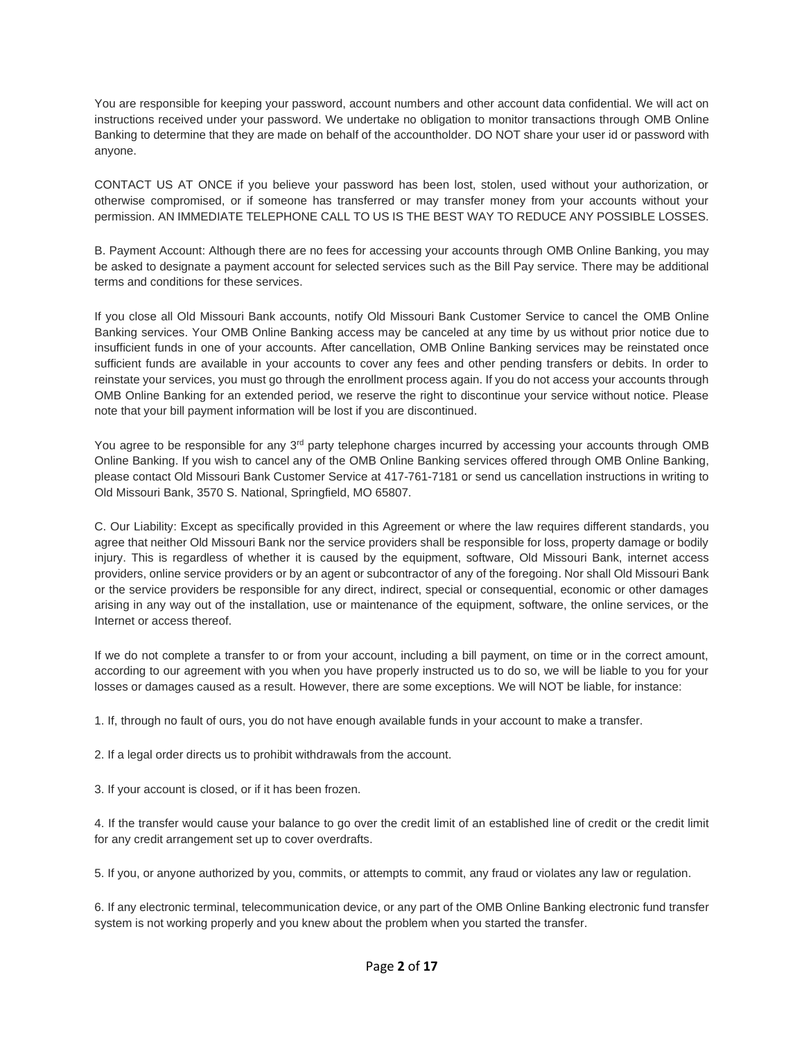You are responsible for keeping your password, account numbers and other account data confidential. We will act on instructions received under your password. We undertake no obligation to monitor transactions through OMB Online Banking to determine that they are made on behalf of the accountholder. DO NOT share your user id or password with anyone.

CONTACT US AT ONCE if you believe your password has been lost, stolen, used without your authorization, or otherwise compromised, or if someone has transferred or may transfer money from your accounts without your permission. AN IMMEDIATE TELEPHONE CALL TO US IS THE BEST WAY TO REDUCE ANY POSSIBLE LOSSES.

B. Payment Account: Although there are no fees for accessing your accounts through OMB Online Banking, you may be asked to designate a payment account for selected services such as the Bill Pay service. There may be additional terms and conditions for these services.

If you close all Old Missouri Bank accounts, notify Old Missouri Bank Customer Service to cancel the OMB Online Banking services. Your OMB Online Banking access may be canceled at any time by us without prior notice due to insufficient funds in one of your accounts. After cancellation, OMB Online Banking services may be reinstated once sufficient funds are available in your accounts to cover any fees and other pending transfers or debits. In order to reinstate your services, you must go through the enrollment process again. If you do not access your accounts through OMB Online Banking for an extended period, we reserve the right to discontinue your service without notice. Please note that your bill payment information will be lost if you are discontinued.

You agree to be responsible for any 3rd party telephone charges incurred by accessing your accounts through OMB Online Banking. If you wish to cancel any of the OMB Online Banking services offered through OMB Online Banking, please contact Old Missouri Bank Customer Service at 417-761-7181 or send us cancellation instructions in writing to Old Missouri Bank, 3570 S. National, Springfield, MO 65807.

C. Our Liability: Except as specifically provided in this Agreement or where the law requires different standards, you agree that neither Old Missouri Bank nor the service providers shall be responsible for loss, property damage or bodily injury. This is regardless of whether it is caused by the equipment, software, Old Missouri Bank, internet access providers, online service providers or by an agent or subcontractor of any of the foregoing. Nor shall Old Missouri Bank or the service providers be responsible for any direct, indirect, special or consequential, economic or other damages arising in any way out of the installation, use or maintenance of the equipment, software, the online services, or the Internet or access thereof.

If we do not complete a transfer to or from your account, including a bill payment, on time or in the correct amount, according to our agreement with you when you have properly instructed us to do so, we will be liable to you for your losses or damages caused as a result. However, there are some exceptions. We will NOT be liable, for instance:

1. If, through no fault of ours, you do not have enough available funds in your account to make a transfer.

2. If a legal order directs us to prohibit withdrawals from the account.

3. If your account is closed, or if it has been frozen.

4. If the transfer would cause your balance to go over the credit limit of an established line of credit or the credit limit for any credit arrangement set up to cover overdrafts.

5. If you, or anyone authorized by you, commits, or attempts to commit, any fraud or violates any law or regulation.

6. If any electronic terminal, telecommunication device, or any part of the OMB Online Banking electronic fund transfer system is not working properly and you knew about the problem when you started the transfer.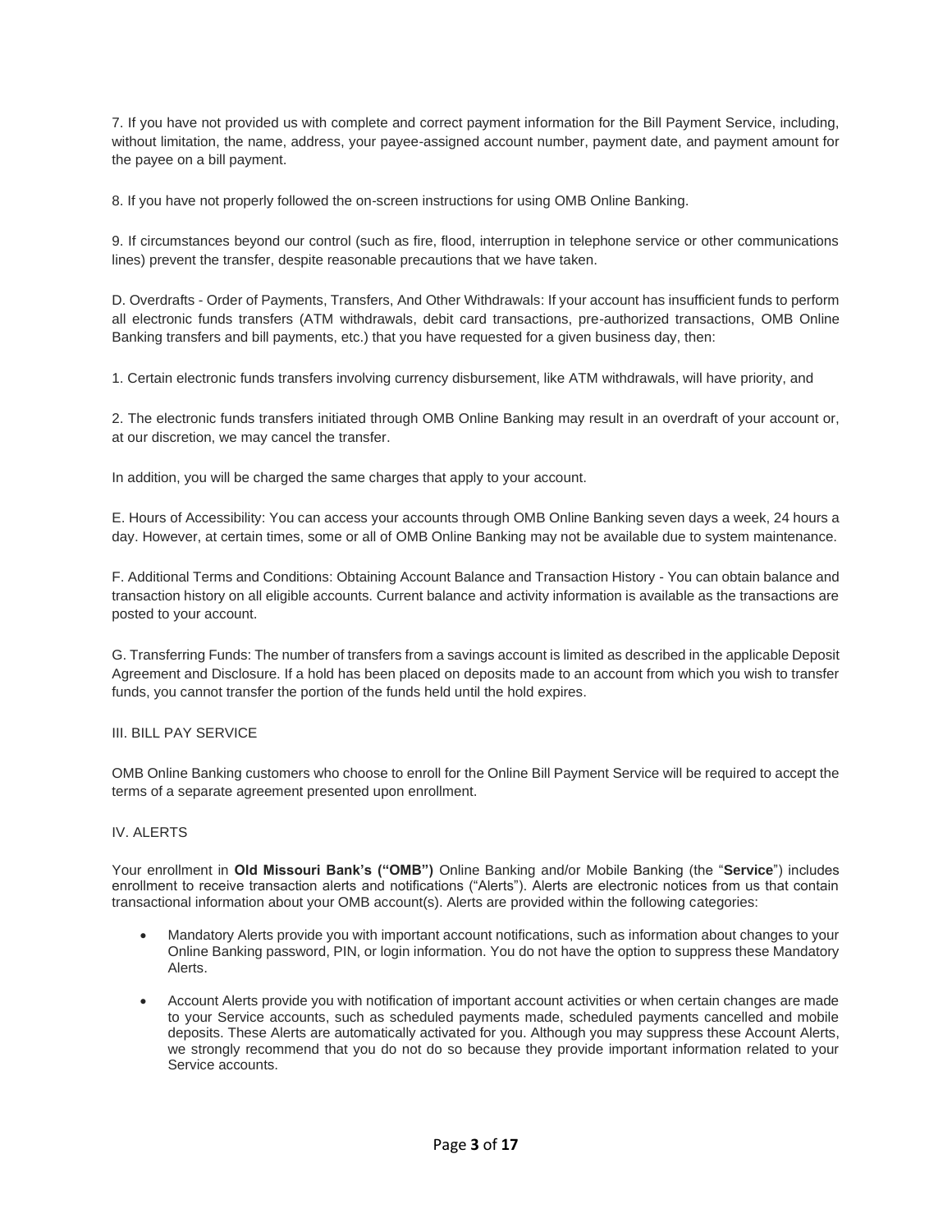7. If you have not provided us with complete and correct payment information for the Bill Payment Service, including, without limitation, the name, address, your payee-assigned account number, payment date, and payment amount for the payee on a bill payment.

8. If you have not properly followed the on-screen instructions for using OMB Online Banking.

9. If circumstances beyond our control (such as fire, flood, interruption in telephone service or other communications lines) prevent the transfer, despite reasonable precautions that we have taken.

D. Overdrafts - Order of Payments, Transfers, And Other Withdrawals: If your account has insufficient funds to perform all electronic funds transfers (ATM withdrawals, debit card transactions, pre-authorized transactions, OMB Online Banking transfers and bill payments, etc.) that you have requested for a given business day, then:

1. Certain electronic funds transfers involving currency disbursement, like ATM withdrawals, will have priority, and

2. The electronic funds transfers initiated through OMB Online Banking may result in an overdraft of your account or, at our discretion, we may cancel the transfer.

In addition, you will be charged the same charges that apply to your account.

E. Hours of Accessibility: You can access your accounts through OMB Online Banking seven days a week, 24 hours a day. However, at certain times, some or all of OMB Online Banking may not be available due to system maintenance.

F. Additional Terms and Conditions: Obtaining Account Balance and Transaction History - You can obtain balance and transaction history on all eligible accounts. Current balance and activity information is available as the transactions are posted to your account.

G. Transferring Funds: The number of transfers from a savings account is limited as described in the applicable Deposit Agreement and Disclosure. If a hold has been placed on deposits made to an account from which you wish to transfer funds, you cannot transfer the portion of the funds held until the hold expires.

III. BILL PAY SERVICE

OMB Online Banking customers who choose to enroll for the Online Bill Payment Service will be required to accept the terms of a separate agreement presented upon enrollment.

IV. ALERTS

Your enrollment in **Old Missouri Bank's ("OMB")** Online Banking and/or Mobile Banking (the "**Service**") includes enrollment to receive transaction alerts and notifications ("Alerts"). Alerts are electronic notices from us that contain transactional information about your OMB account(s). Alerts are provided within the following categories:

- Mandatory Alerts provide you with important account notifications, such as information about changes to your Online Banking password, PIN, or login information. You do not have the option to suppress these Mandatory Alerts.
- Account Alerts provide you with notification of important account activities or when certain changes are made to your Service accounts, such as scheduled payments made, scheduled payments cancelled and mobile deposits. These Alerts are automatically activated for you. Although you may suppress these Account Alerts, we strongly recommend that you do not do so because they provide important information related to your Service accounts.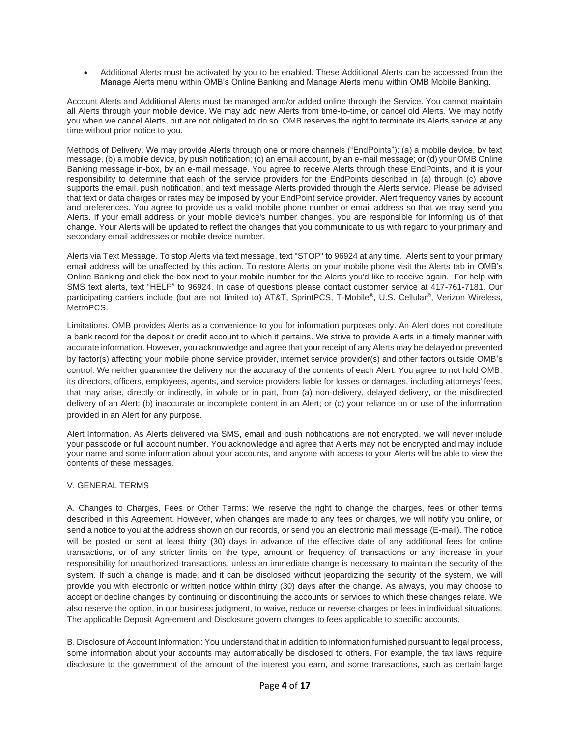- Additional Alerts must be activated by you to be enabled. These Additional Alerts can be accessed from the Manage Alerts menu within OMB's Online Banking and Manage Alerts menu within OMB Mobile Banking.

Account Alerts and Additional Alerts must be managed and/or added online through the Service. You cannot maintain all Alerts through your mobile device. We may add new Alerts from time-to-time, or cancel old Alerts. We may notify you when we cancel Alerts, but are not obligated to do so. OMB reserves the right to terminate its Alerts service at any time without prior notice to you.

Methods of Delivery. We may provide Alerts through one or more channels ("EndPoints"): (a) a mobile device, by text message, (b) a mobile device, by push notification; (c) an email account, by an e-mail message; or (d) your OMB Online Banking message in-box, by an e-mail message. You agree to receive Alerts through these EndPoints, and it is your responsibility to determine that each of the service providers for the EndPoints described in (a) through (c) above supports the email, push notification, and text message Alerts provided through the Alerts service. Please be advised that text or data charges or rates may be imposed by your EndPoint service provider. Alert frequency varies by account and preferences. You agree to provide us a valid mobile phone number or email address so that we may send you Alerts. If your email address or your mobile device's number changes, you are responsible for informing us of that change. Your Alerts will be updated to reflect the changes that you communicate to us with regard to your primary and secondary email addresses or mobile device number.

Alerts via Text Message. To stop Alerts via text message, text "STOP" to 96924 at any time. Alerts sent to your primary email address will be unaffected by this action. To restore Alerts on your mobile phone visit the Alerts tab in OMB's Online Banking and click the box next to your mobile number for the Alerts you'd like to receive again. For help with SMS text alerts, text "HELP" to 96924. In case of questions please contact customer service at 417-761-7181. Our participating carriers include (but are not limited to) AT&T, SprintPCS, T-Mobile®, U.S. Cellular®, Verizon Wireless, MetroPCS.

Limitations. OMB provides Alerts as a convenience to you for information purposes only. An Alert does not constitute a bank record for the deposit or credit account to which it pertains. We strive to provide Alerts in a timely manner with accurate information. However, you acknowledge and agree that your receipt of any Alerts may be delayed or prevented by factor(s) affecting your mobile phone service provider, internet service provider(s) and other factors outside OMB's control. We neither guarantee the delivery nor the accuracy of the contents of each Alert. You agree to not hold OMB, its directors, officers, employees, agents, and service providers liable for losses or damages, including attorneys' fees, that may arise, directly or indirectly, in whole or in part, from (a) non-delivery, delayed delivery, or the misdirected delivery of an Alert; (b) inaccurate or incomplete content in an Alert; or (c) your reliance on or use of the information provided in an Alert for any purpose.

Alert Information. As Alerts delivered via SMS, email and push notifications are not encrypted, we will never include your passcode or full account number. You acknowledge and agree that Alerts may not be encrypted and may include your name and some information about your accounts, and anyone with access to your Alerts will be able to view the contents of these messages.

## V. GENERAL TERMS

A. Changes to Charges, Fees or Other Terms: We reserve the right to change the charges, fees or other terms described in this Agreement. However, when changes are made to any fees or charges, we will notify you online, or send a notice to you at the address shown on our records, or send you an electronic mail message (E-mail). The notice will be posted or sent at least thirty (30) days in advance of the effective date of any additional fees for online transactions, or of any stricter limits on the type, amount or frequency of transactions or any increase in your responsibility for unauthorized transactions, unless an immediate change is necessary to maintain the security of the system. If such a change is made, and it can be disclosed without jeopardizing the security of the system, we will provide you with electronic or written notice within thirty (30) days after the change. As always, you may choose to accept or decline changes by continuing or discontinuing the accounts or services to which these changes relate. We also reserve the option, in our business judgment, to waive, reduce or reverse charges or fees in individual situations. The applicable Deposit Agreement and Disclosure govern changes to fees applicable to specific accounts.

B. Disclosure of Account Information: You understand that in addition to information furnished pursuant to legal process, some information about your accounts may automatically be disclosed to others. For example, the tax laws require disclosure to the government of the amount of the interest you earn, and some transactions, such as certain large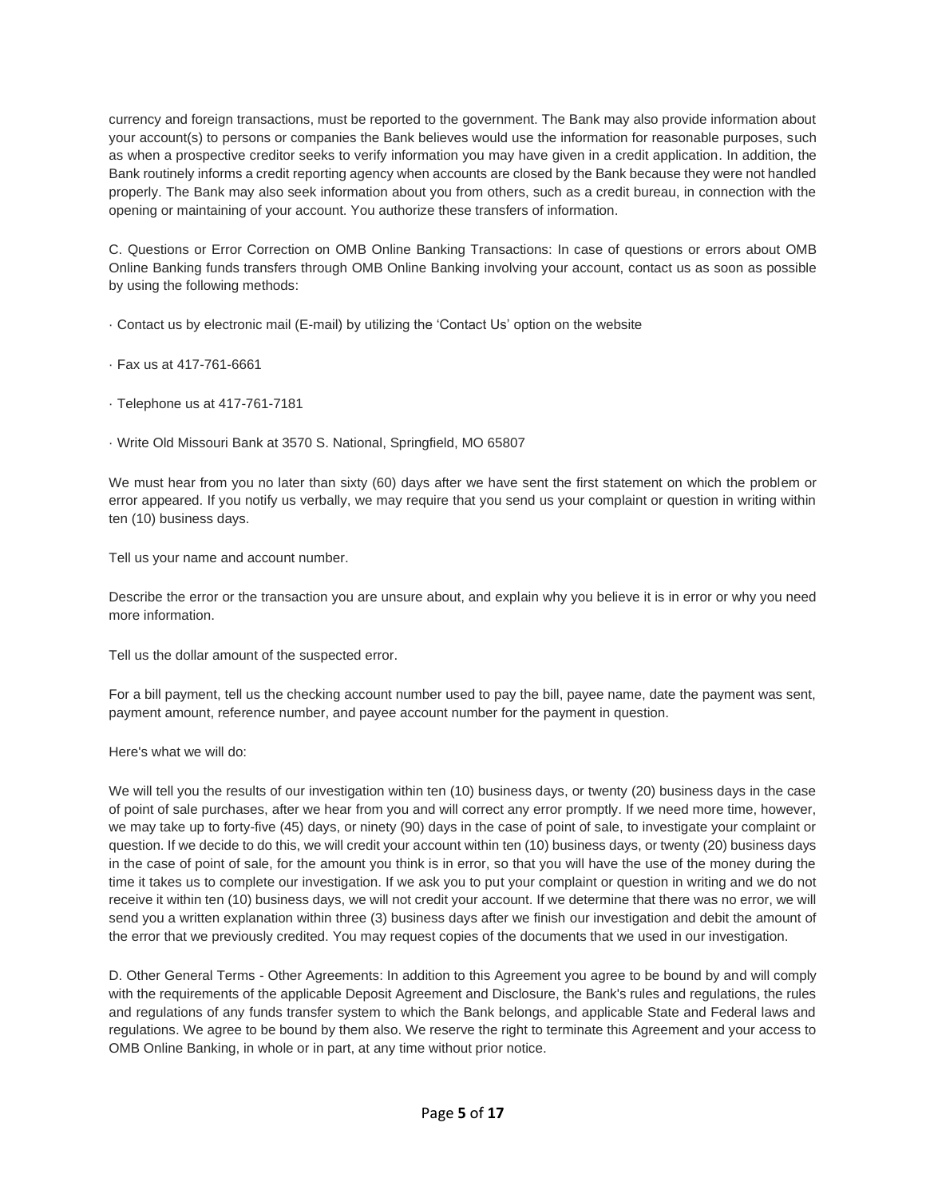currency and foreign transactions, must be reported to the government. The Bank may also provide information about your account(s) to persons or companies the Bank believes would use the information for reasonable purposes, such as when a prospective creditor seeks to verify information you may have given in a credit application. In addition, the Bank routinely informs a credit reporting agency when accounts are closed by the Bank because they were not handled properly. The Bank may also seek information about you from others, such as a credit bureau, in connection with the opening or maintaining of your account. You authorize these transfers of information.

C. Questions or Error Correction on OMB Online Banking Transactions: In case of questions or errors about OMB Online Banking funds transfers through OMB Online Banking involving your account, contact us as soon as possible by using the following methods:

· Contact us by electronic mail (E-mail) by utilizing the 'Contact Us' option on the website

· Fax us at 417-761-6661

· Telephone us at 417-761-7181

· Write Old Missouri Bank at 3570 S. National, Springfield, MO 65807

We must hear from you no later than sixty (60) days after we have sent the first statement on which the problem or error appeared. If you notify us verbally, we may require that you send us your complaint or question in writing within ten (10) business days.

Tell us your name and account number.

Describe the error or the transaction you are unsure about, and explain why you believe it is in error or why you need more information.

Tell us the dollar amount of the suspected error.

For a bill payment, tell us the checking account number used to pay the bill, payee name, date the payment was sent, payment amount, reference number, and payee account number for the payment in question.

Here's what we will do:

We will tell you the results of our investigation within ten (10) business days, or twenty (20) business days in the case of point of sale purchases, after we hear from you and will correct any error promptly. If we need more time, however, we may take up to forty-five (45) days, or ninety (90) days in the case of point of sale, to investigate your complaint or question. If we decide to do this, we will credit your account within ten (10) business days, or twenty (20) business days in the case of point of sale, for the amount you think is in error, so that you will have the use of the money during the time it takes us to complete our investigation. If we ask you to put your complaint or question in writing and we do not receive it within ten (10) business days, we will not credit your account. If we determine that there was no error, we will send you a written explanation within three (3) business days after we finish our investigation and debit the amount of the error that we previously credited. You may request copies of the documents that we used in our investigation.

D. Other General Terms - Other Agreements: In addition to this Agreement you agree to be bound by and will comply with the requirements of the applicable Deposit Agreement and Disclosure, the Bank's rules and regulations, the rules and regulations of any funds transfer system to which the Bank belongs, and applicable State and Federal laws and regulations. We agree to be bound by them also. We reserve the right to terminate this Agreement and your access to OMB Online Banking, in whole or in part, at any time without prior notice.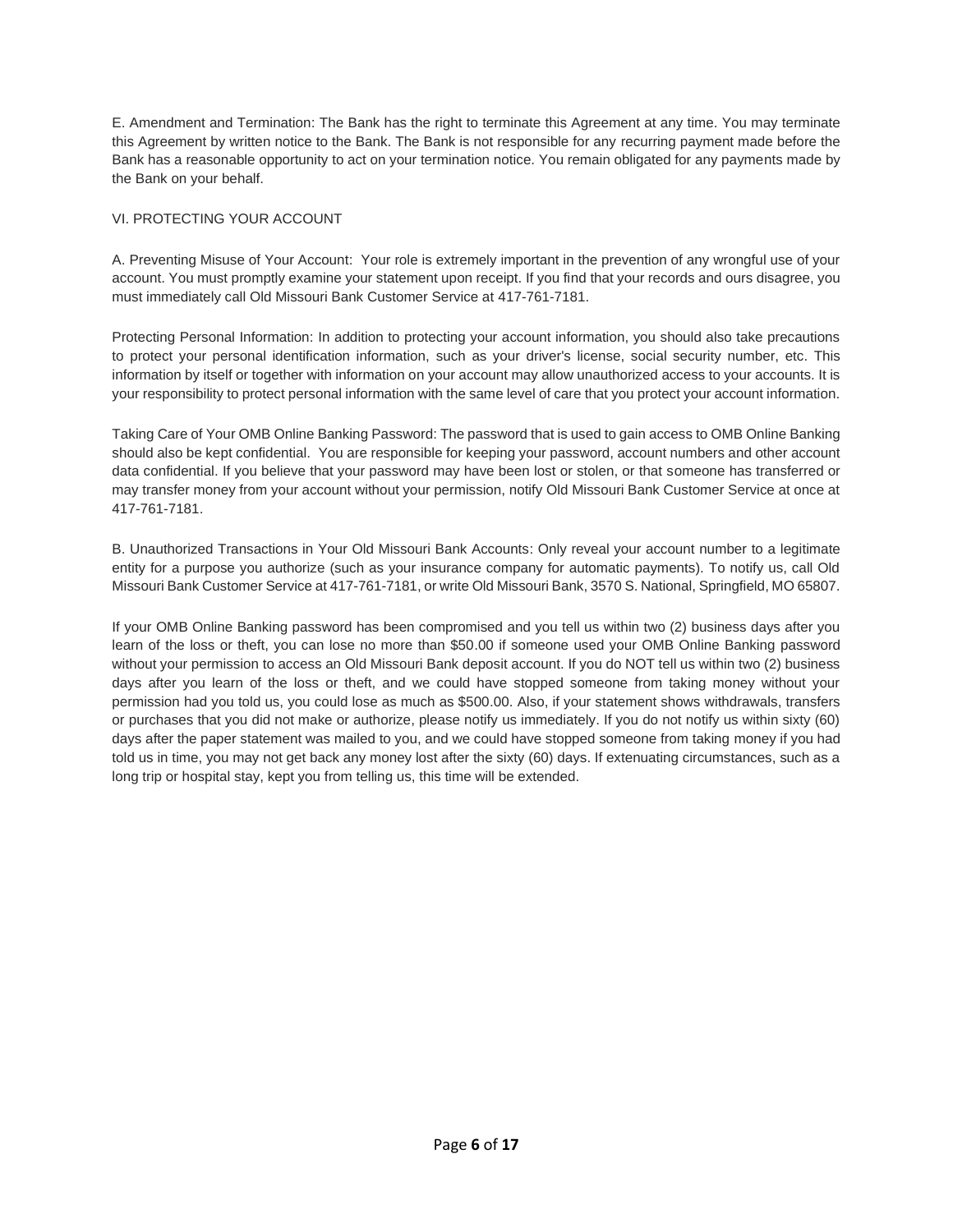E. Amendment and Termination: The Bank has the right to terminate this Agreement at any time. You may terminate this Agreement by written notice to the Bank. The Bank is not responsible for any recurring payment made before the Bank has a reasonable opportunity to act on your termination notice. You remain obligated for any payments made by the Bank on your behalf.

## VI. PROTECTING YOUR ACCOUNT

A. Preventing Misuse of Your Account: Your role is extremely important in the prevention of any wrongful use of your account. You must promptly examine your statement upon receipt. If you find that your records and ours disagree, you must immediately call Old Missouri Bank Customer Service at 417-761-7181.

Protecting Personal Information: In addition to protecting your account information, you should also take precautions to protect your personal identification information, such as your driver's license, social security number, etc. This information by itself or together with information on your account may allow unauthorized access to your accounts. It is your responsibility to protect personal information with the same level of care that you protect your account information.

Taking Care of Your OMB Online Banking Password: The password that is used to gain access to OMB Online Banking should also be kept confidential. You are responsible for keeping your password, account numbers and other account data confidential. If you believe that your password may have been lost or stolen, or that someone has transferred or may transfer money from your account without your permission, notify Old Missouri Bank Customer Service at once at 417-761-7181.

B. Unauthorized Transactions in Your Old Missouri Bank Accounts: Only reveal your account number to a legitimate entity for a purpose you authorize (such as your insurance company for automatic payments). To notify us, call Old Missouri Bank Customer Service at 417-761-7181, or write Old Missouri Bank, 3570 S. National, Springfield, MO 65807.

If your OMB Online Banking password has been compromised and you tell us within two (2) business days after you learn of the loss or theft, you can lose no more than $50.00 if someone used your OMB Online Banking password without your permission to access an Old Missouri Bank deposit account. If you do NOT tell us within two (2) business days after you learn of the loss or theft, and we could have stopped someone from taking money without your permission had you told us, you could lose as much as $500.00. Also, if your statement shows withdrawals, transfers or purchases that you did not make or authorize, please notify us immediately. If you do not notify us within sixty (60) days after the paper statement was mailed to you, and we could have stopped someone from taking money if you had told us in time, you may not get back any money lost after the sixty (60) days. If extenuating circumstances, such as a long trip or hospital stay, kept you from telling us, this time will be extended.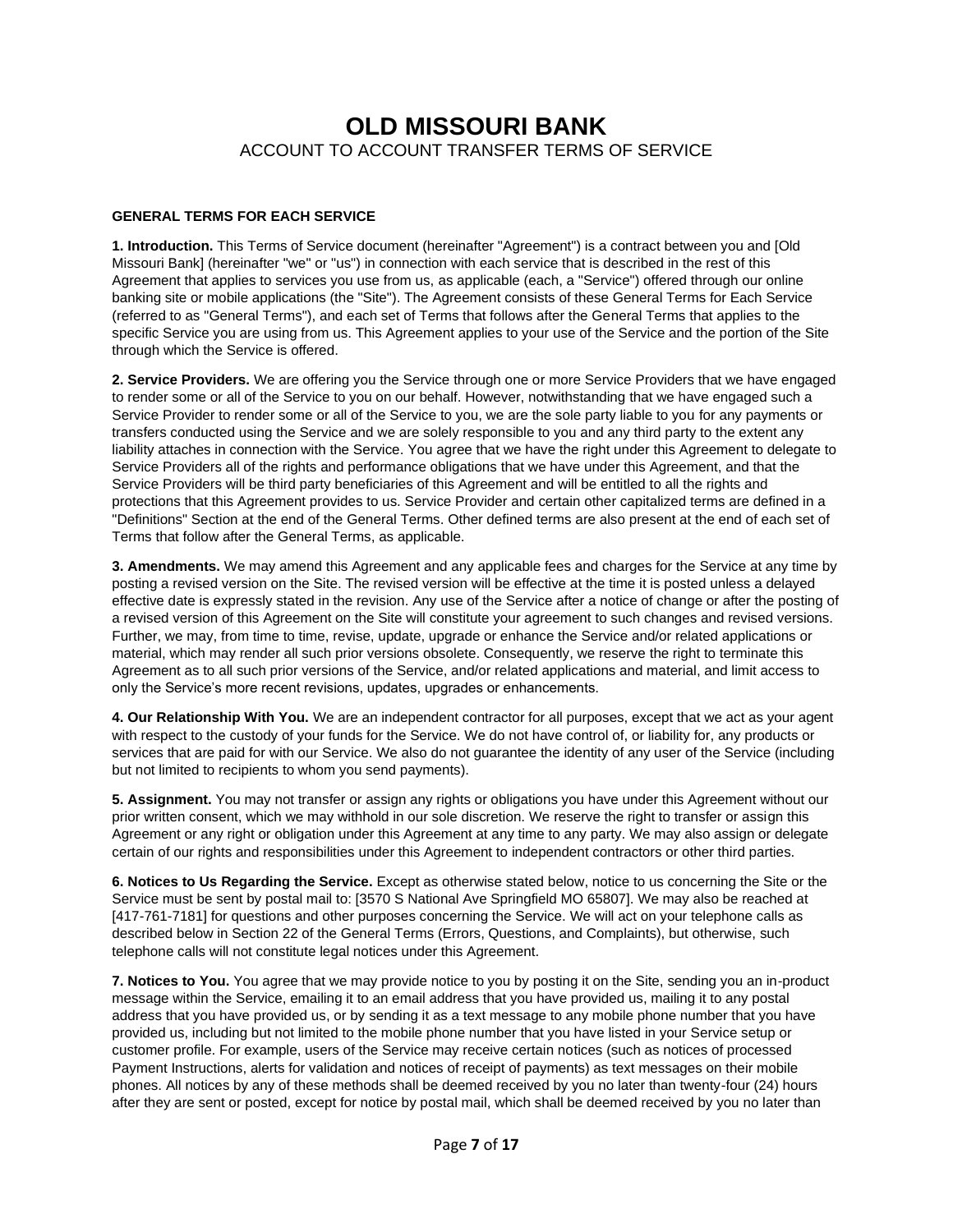# OLD MISSOURI BANK

ACCOUNT TO ACCOUNT TRANSFER TERMS OF SERVICE

**GENERAL TERMS FOR EACH SERVICE**

**1. Introduction.** This Terms of Service document (hereinafter "Agreement") is a contract between you and [Old Missouri Bank] (hereinafter "we" or "us") in connection with each service that is described in the rest of this Agreement that applies to services you use from us, as applicable (each, a "Service") offered through our online banking site or mobile applications (the "Site"). The Agreement consists of these General Terms for Each Service (referred to as "General Terms"), and each set of Terms that follows after the General Terms that applies to the specific Service you are using from us. This Agreement applies to your use of the Service and the portion of the Site through which the Service is offered.

**2. Service Providers.** We are offering you the Service through one or more Service Providers that we have engaged to render some or all of the Service to you on our behalf. However, notwithstanding that we have engaged such a Service Provider to render some or all of the Service to you, we are the sole party liable to you for any payments or transfers conducted using the Service and we are solely responsible to you and any third party to the extent any liability attaches in connection with the Service. You agree that we have the right under this Agreement to delegate to Service Providers all of the rights and performance obligations that we have under this Agreement, and that the Service Providers will be third party beneficiaries of this Agreement and will be entitled to all the rights and protections that this Agreement provides to us. Service Provider and certain other capitalized terms are defined in a "Definitions" Section at the end of the General Terms. Other defined terms are also present at the end of each set of Terms that follow after the General Terms, as applicable.

**3. Amendments.** We may amend this Agreement and any applicable fees and charges for the Service at any time by posting a revised version on the Site. The revised version will be effective at the time it is posted unless a delayed effective date is expressly stated in the revision. Any use of the Service after a notice of change or after the posting of a revised version of this Agreement on the Site will constitute your agreement to such changes and revised versions. Further, we may, from time to time, revise, update, upgrade or enhance the Service and/or related applications or material, which may render all such prior versions obsolete. Consequently, we reserve the right to terminate this Agreement as to all such prior versions of the Service, and/or related applications and material, and limit access to only the Service's more recent revisions, updates, upgrades or enhancements.

**4. Our Relationship With You.** We are an independent contractor for all purposes, except that we act as your agent with respect to the custody of your funds for the Service. We do not have control of, or liability for, any products or services that are paid for with our Service. We also do not guarantee the identity of any user of the Service (including but not limited to recipients to whom you send payments).

**5. Assignment.** You may not transfer or assign any rights or obligations you have under this Agreement without our prior written consent, which we may withhold in our sole discretion. We reserve the right to transfer or assign this Agreement or any right or obligation under this Agreement at any time to any party. We may also assign or delegate certain of our rights and responsibilities under this Agreement to independent contractors or other third parties.

**6. Notices to Us Regarding the Service.** Except as otherwise stated below, notice to us concerning the Site or the Service must be sent by postal mail to: [3570 S National Ave Springfield MO 65807]. We may also be reached at [417-761-7181] for questions and other purposes concerning the Service. We will act on your telephone calls as described below in Section 22 of the General Terms (Errors, Questions, and Complaints), but otherwise, such telephone calls will not constitute legal notices under this Agreement.

**7. Notices to You.** You agree that we may provide notice to you by posting it on the Site, sending you an in-product message within the Service, emailing it to an email address that you have provided us, mailing it to any postal address that you have provided us, or by sending it as a text message to any mobile phone number that you have provided us, including but not limited to the mobile phone number that you have listed in your Service setup or customer profile. For example, users of the Service may receive certain notices (such as notices of processed Payment Instructions, alerts for validation and notices of receipt of payments) as text messages on their mobile phones. All notices by any of these methods shall be deemed received by you no later than twenty-four (24) hours after they are sent or posted, except for notice by postal mail, which shall be deemed received by you no later than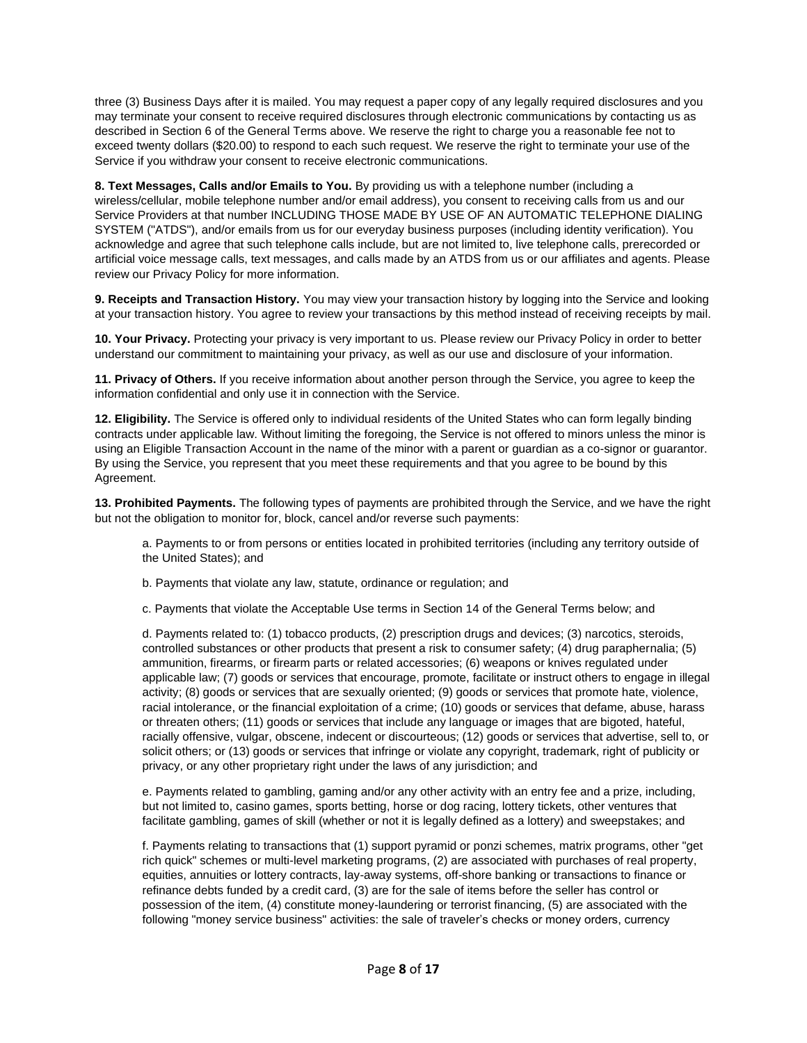three (3) Business Days after it is mailed. You may request a paper copy of any legally required disclosures and you may terminate your consent to receive required disclosures through electronic communications by contacting us as described in Section 6 of the General Terms above. We reserve the right to charge you a reasonable fee not to exceed twenty dollars ($20.00) to respond to each such request. We reserve the right to terminate your use of the Service if you withdraw your consent to receive electronic communications.

**8. Text Messages, Calls and/or Emails to You.** By providing us with a telephone number (including a wireless/cellular, mobile telephone number and/or email address), you consent to receiving calls from us and our Service Providers at that number INCLUDING THOSE MADE BY USE OF AN AUTOMATIC TELEPHONE DIALING SYSTEM ("ATDS"), and/or emails from us for our everyday business purposes (including identity verification). You acknowledge and agree that such telephone calls include, but are not limited to, live telephone calls, prerecorded or artificial voice message calls, text messages, and calls made by an ATDS from us or our affiliates and agents. Please review our Privacy Policy for more information.

**9. Receipts and Transaction History.** You may view your transaction history by logging into the Service and looking at your transaction history. You agree to review your transactions by this method instead of receiving receipts by mail.

**10. Your Privacy.** Protecting your privacy is very important to us. Please review our Privacy Policy in order to better understand our commitment to maintaining your privacy, as well as our use and disclosure of your information.

**11. Privacy of Others.** If you receive information about another person through the Service, you agree to keep the information confidential and only use it in connection with the Service.

**12. Eligibility.** The Service is offered only to individual residents of the United States who can form legally binding contracts under applicable law. Without limiting the foregoing, the Service is not offered to minors unless the minor is using an Eligible Transaction Account in the name of the minor with a parent or guardian as a co-signor or guarantor. By using the Service, you represent that you meet these requirements and that you agree to be bound by this Agreement.

**13. Prohibited Payments.** The following types of payments are prohibited through the Service, and we have the right but not the obligation to monitor for, block, cancel and/or reverse such payments:

a. Payments to or from persons or entities located in prohibited territories (including any territory outside of the United States); and

b. Payments that violate any law, statute, ordinance or regulation; and

c. Payments that violate the Acceptable Use terms in Section 14 of the General Terms below; and

d. Payments related to: (1) tobacco products, (2) prescription drugs and devices; (3) narcotics, steroids, controlled substances or other products that present a risk to consumer safety; (4) drug paraphernalia; (5) ammunition, firearms, or firearm parts or related accessories; (6) weapons or knives regulated under applicable law; (7) goods or services that encourage, promote, facilitate or instruct others to engage in illegal activity; (8) goods or services that are sexually oriented; (9) goods or services that promote hate, violence, racial intolerance, or the financial exploitation of a crime; (10) goods or services that defame, abuse, harass or threaten others; (11) goods or services that include any language or images that are bigoted, hateful, racially offensive, vulgar, obscene, indecent or discourteous; (12) goods or services that advertise, sell to, or solicit others; or (13) goods or services that infringe or violate any copyright, trademark, right of publicity or privacy, or any other proprietary right under the laws of any jurisdiction; and

e. Payments related to gambling, gaming and/or any other activity with an entry fee and a prize, including, but not limited to, casino games, sports betting, horse or dog racing, lottery tickets, other ventures that facilitate gambling, games of skill (whether or not it is legally defined as a lottery) and sweepstakes; and

f. Payments relating to transactions that (1) support pyramid or ponzi schemes, matrix programs, other "get rich quick" schemes or multi-level marketing programs, (2) are associated with purchases of real property, equities, annuities or lottery contracts, lay-away systems, off-shore banking or transactions to finance or refinance debts funded by a credit card, (3) are for the sale of items before the seller has control or possession of the item, (4) constitute money-laundering or terrorist financing, (5) are associated with the following "money service business" activities: the sale of traveler's checks or money orders, currency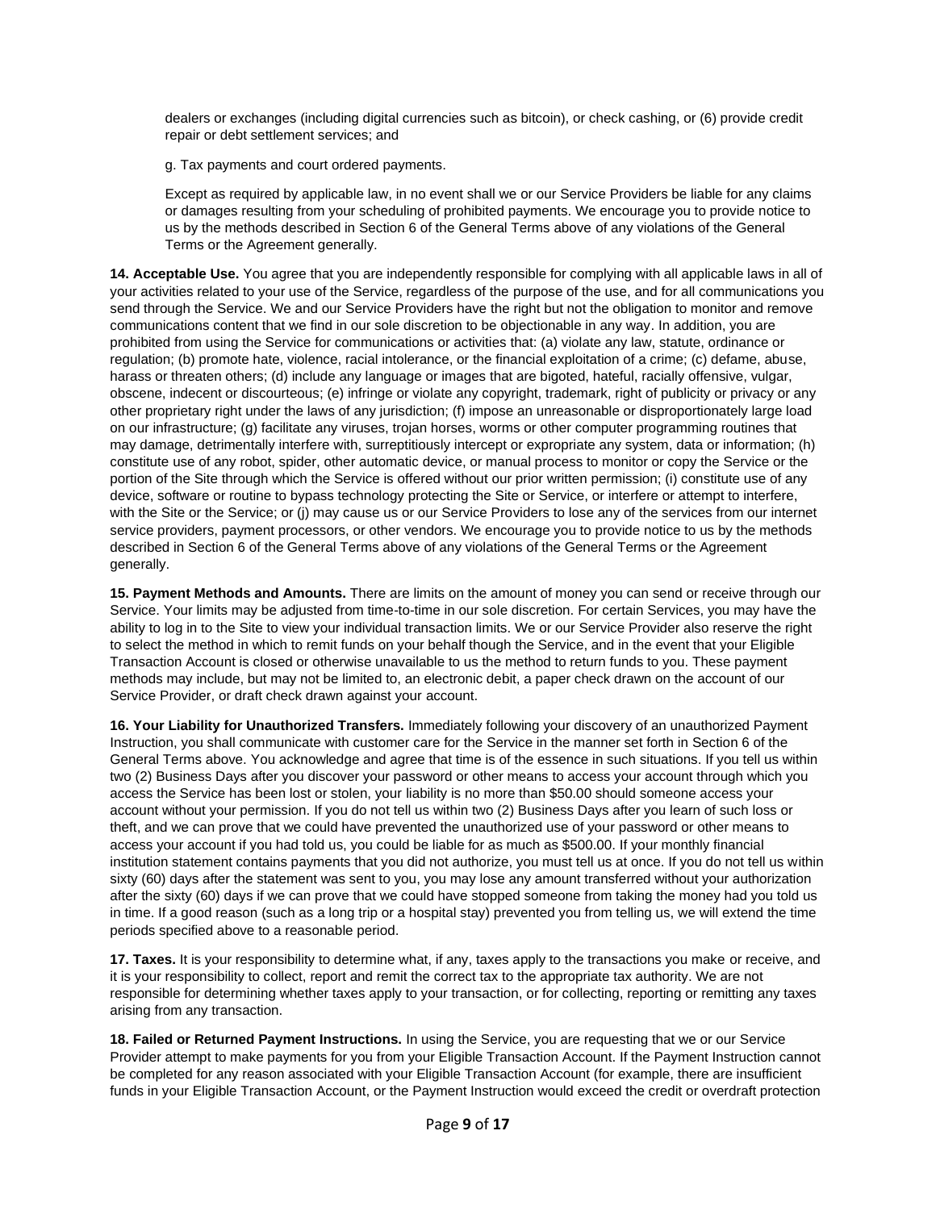dealers or exchanges (including digital currencies such as bitcoin), or check cashing, or (6) provide credit repair or debt settlement services; and

g. Tax payments and court ordered payments.

Except as required by applicable law, in no event shall we or our Service Providers be liable for any claims or damages resulting from your scheduling of prohibited payments. We encourage you to provide notice to us by the methods described in Section 6 of the General Terms above of any violations of the General Terms or the Agreement generally.

**14. Acceptable Use.** You agree that you are independently responsible for complying with all applicable laws in all of your activities related to your use of the Service, regardless of the purpose of the use, and for all communications you send through the Service. We and our Service Providers have the right but not the obligation to monitor and remove communications content that we find in our sole discretion to be objectionable in any way. In addition, you are prohibited from using the Service for communications or activities that: (a) violate any law, statute, ordinance or regulation; (b) promote hate, violence, racial intolerance, or the financial exploitation of a crime; (c) defame, abuse, harass or threaten others; (d) include any language or images that are bigoted, hateful, racially offensive, vulgar, obscene, indecent or discourteous; (e) infringe or violate any copyright, trademark, right of publicity or privacy or any other proprietary right under the laws of any jurisdiction; (f) impose an unreasonable or disproportionately large load on our infrastructure; (g) facilitate any viruses, trojan horses, worms or other computer programming routines that may damage, detrimentally interfere with, surreptitiously intercept or expropriate any system, data or information; (h) constitute use of any robot, spider, other automatic device, or manual process to monitor or copy the Service or the portion of the Site through which the Service is offered without our prior written permission; (i) constitute use of any device, software or routine to bypass technology protecting the Site or Service, or interfere or attempt to interfere, with the Site or the Service; or (j) may cause us or our Service Providers to lose any of the services from our internet service providers, payment processors, or other vendors. We encourage you to provide notice to us by the methods described in Section 6 of the General Terms above of any violations of the General Terms or the Agreement generally.

**15. Payment Methods and Amounts.** There are limits on the amount of money you can send or receive through our Service. Your limits may be adjusted from time-to-time in our sole discretion. For certain Services, you may have the ability to log in to the Site to view your individual transaction limits. We or our Service Provider also reserve the right to select the method in which to remit funds on your behalf though the Service, and in the event that your Eligible Transaction Account is closed or otherwise unavailable to us the method to return funds to you. These payment methods may include, but may not be limited to, an electronic debit, a paper check drawn on the account of our Service Provider, or draft check drawn against your account.

**16. Your Liability for Unauthorized Transfers.** Immediately following your discovery of an unauthorized Payment Instruction, you shall communicate with customer care for the Service in the manner set forth in Section 6 of the General Terms above. You acknowledge and agree that time is of the essence in such situations. If you tell us within two (2) Business Days after you discover your password or other means to access your account through which you access the Service has been lost or stolen, your liability is no more than $50.00 should someone access your account without your permission. If you do not tell us within two (2) Business Days after you learn of such loss or theft, and we can prove that we could have prevented the unauthorized use of your password or other means to access your account if you had told us, you could be liable for as much as $500.00. If your monthly financial institution statement contains payments that you did not authorize, you must tell us at once. If you do not tell us within sixty (60) days after the statement was sent to you, you may lose any amount transferred without your authorization after the sixty (60) days if we can prove that we could have stopped someone from taking the money had you told us in time. If a good reason (such as a long trip or a hospital stay) prevented you from telling us, we will extend the time periods specified above to a reasonable period.

**17. Taxes.** It is your responsibility to determine what, if any, taxes apply to the transactions you make or receive, and it is your responsibility to collect, report and remit the correct tax to the appropriate tax authority. We are not responsible for determining whether taxes apply to your transaction, or for collecting, reporting or remitting any taxes arising from any transaction.

**18. Failed or Returned Payment Instructions.** In using the Service, you are requesting that we or our Service Provider attempt to make payments for you from your Eligible Transaction Account. If the Payment Instruction cannot be completed for any reason associated with your Eligible Transaction Account (for example, there are insufficient funds in your Eligible Transaction Account, or the Payment Instruction would exceed the credit or overdraft protection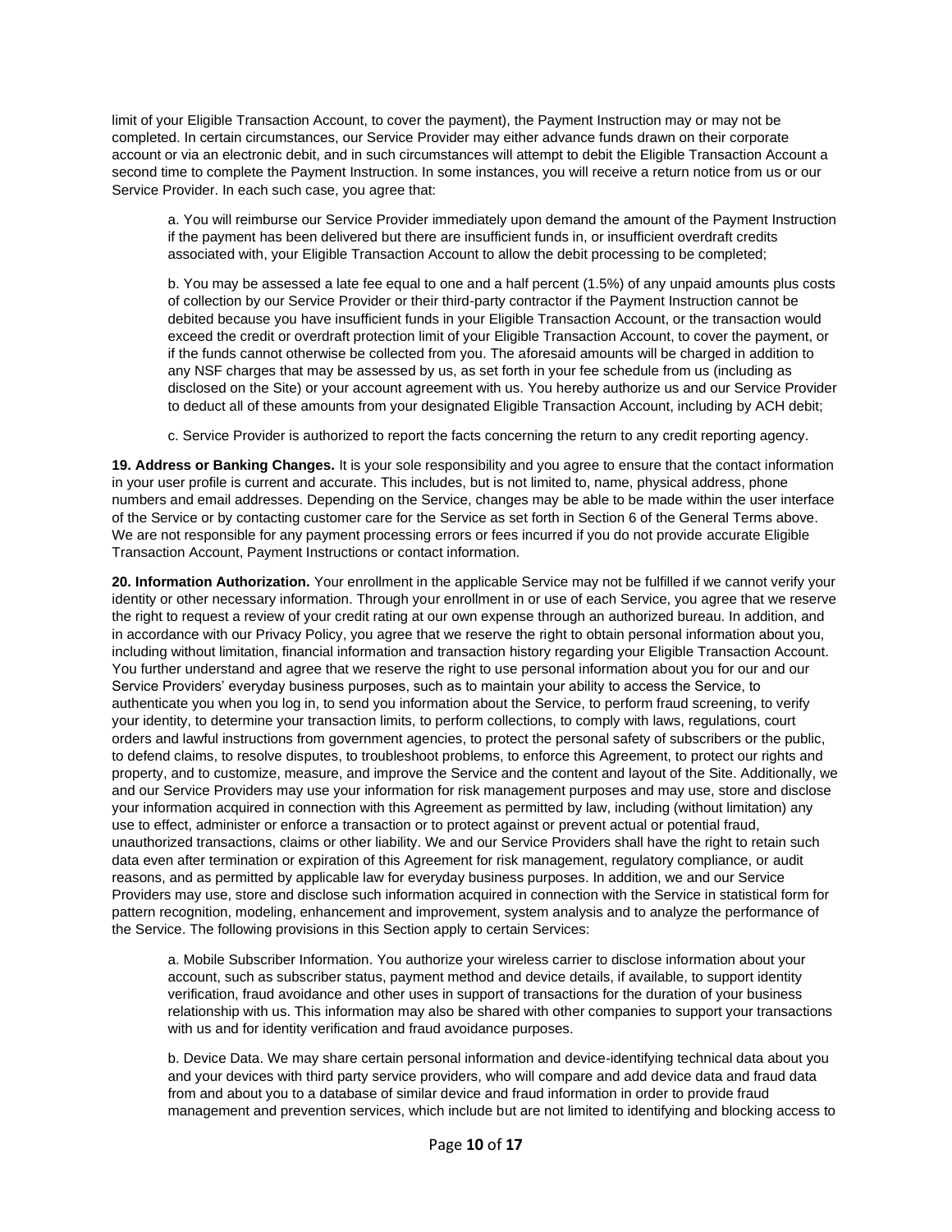limit of your Eligible Transaction Account, to cover the payment), the Payment Instruction may or may not be completed. In certain circumstances, our Service Provider may either advance funds drawn on their corporate account or via an electronic debit, and in such circumstances will attempt to debit the Eligible Transaction Account a second time to complete the Payment Instruction. In some instances, you will receive a return notice from us or our Service Provider. In each such case, you agree that:

a. You will reimburse our Service Provider immediately upon demand the amount of the Payment Instruction if the payment has been delivered but there are insufficient funds in, or insufficient overdraft credits associated with, your Eligible Transaction Account to allow the debit processing to be completed;

b. You may be assessed a late fee equal to one and a half percent (1.5%) of any unpaid amounts plus costs of collection by our Service Provider or their third-party contractor if the Payment Instruction cannot be debited because you have insufficient funds in your Eligible Transaction Account, or the transaction would exceed the credit or overdraft protection limit of your Eligible Transaction Account, to cover the payment, or if the funds cannot otherwise be collected from you. The aforesaid amounts will be charged in addition to any NSF charges that may be assessed by us, as set forth in your fee schedule from us (including as disclosed on the Site) or your account agreement with us. You hereby authorize us and our Service Provider to deduct all of these amounts from your designated Eligible Transaction Account, including by ACH debit;

c. Service Provider is authorized to report the facts concerning the return to any credit reporting agency.

**19. Address or Banking Changes.** It is your sole responsibility and you agree to ensure that the contact information in your user profile is current and accurate. This includes, but is not limited to, name, physical address, phone numbers and email addresses. Depending on the Service, changes may be able to be made within the user interface of the Service or by contacting customer care for the Service as set forth in Section 6 of the General Terms above. We are not responsible for any payment processing errors or fees incurred if you do not provide accurate Eligible Transaction Account, Payment Instructions or contact information.

**20. Information Authorization.** Your enrollment in the applicable Service may not be fulfilled if we cannot verify your identity or other necessary information. Through your enrollment in or use of each Service, you agree that we reserve the right to request a review of your credit rating at our own expense through an authorized bureau. In addition, and in accordance with our Privacy Policy, you agree that we reserve the right to obtain personal information about you, including without limitation, financial information and transaction history regarding your Eligible Transaction Account. You further understand and agree that we reserve the right to use personal information about you for our and our Service Providers' everyday business purposes, such as to maintain your ability to access the Service, to authenticate you when you log in, to send you information about the Service, to perform fraud screening, to verify your identity, to determine your transaction limits, to perform collections, to comply with laws, regulations, court orders and lawful instructions from government agencies, to protect the personal safety of subscribers or the public, to defend claims, to resolve disputes, to troubleshoot problems, to enforce this Agreement, to protect our rights and property, and to customize, measure, and improve the Service and the content and layout of the Site. Additionally, we and our Service Providers may use your information for risk management purposes and may use, store and disclose your information acquired in connection with this Agreement as permitted by law, including (without limitation) any use to effect, administer or enforce a transaction or to protect against or prevent actual or potential fraud, unauthorized transactions, claims or other liability. We and our Service Providers shall have the right to retain such data even after termination or expiration of this Agreement for risk management, regulatory compliance, or audit reasons, and as permitted by applicable law for everyday business purposes. In addition, we and our Service Providers may use, store and disclose such information acquired in connection with the Service in statistical form for pattern recognition, modeling, enhancement and improvement, system analysis and to analyze the performance of the Service. The following provisions in this Section apply to certain Services:

a. Mobile Subscriber Information. You authorize your wireless carrier to disclose information about your account, such as subscriber status, payment method and device details, if available, to support identity verification, fraud avoidance and other uses in support of transactions for the duration of your business relationship with us. This information may also be shared with other companies to support your transactions with us and for identity verification and fraud avoidance purposes.

b. Device Data. We may share certain personal information and device-identifying technical data about you and your devices with third party service providers, who will compare and add device data and fraud data from and about you to a database of similar device and fraud information in order to provide fraud management and prevention services, which include but are not limited to identifying and blocking access to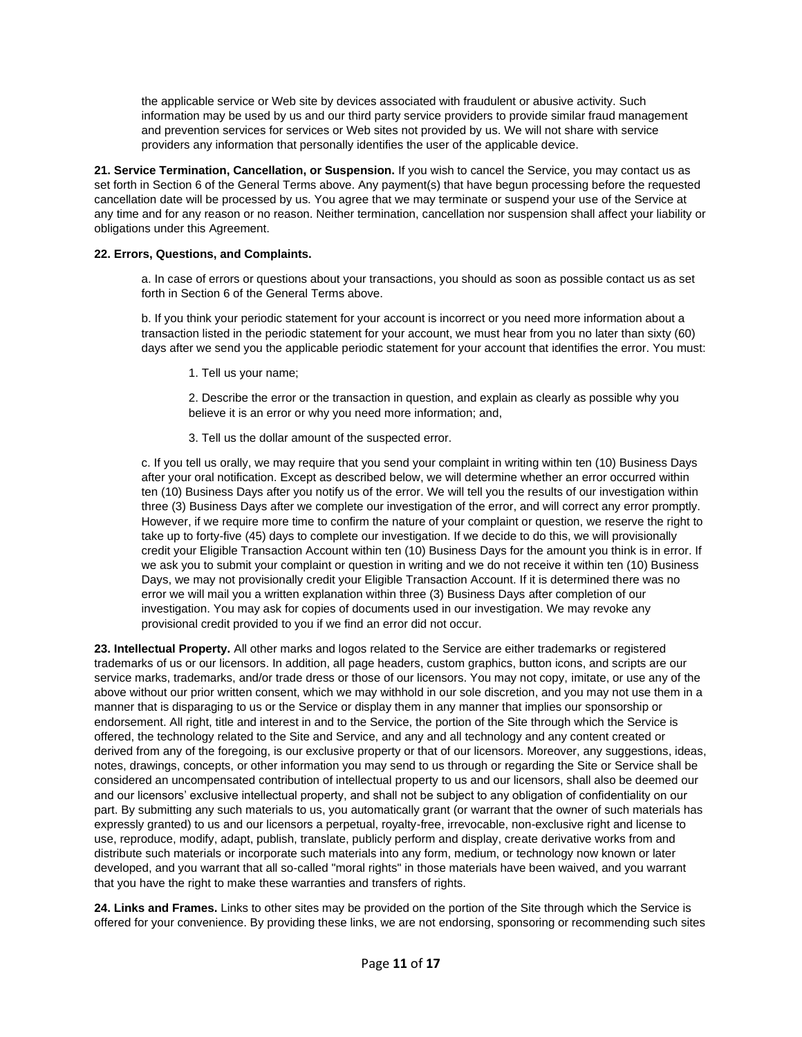the applicable service or Web site by devices associated with fraudulent or abusive activity. Such information may be used by us and our third party service providers to provide similar fraud management and prevention services for services or Web sites not provided by us. We will not share with service providers any information that personally identifies the user of the applicable device.

**21. Service Termination, Cancellation, or Suspension.** If you wish to cancel the Service, you may contact us as set forth in Section 6 of the General Terms above. Any payment(s) that have begun processing before the requested cancellation date will be processed by us. You agree that we may terminate or suspend your use of the Service at any time and for any reason or no reason. Neither termination, cancellation nor suspension shall affect your liability or obligations under this Agreement.

**22. Errors, Questions, and Complaints.**

a. In case of errors or questions about your transactions, you should as soon as possible contact us as set forth in Section 6 of the General Terms above.

b. If you think your periodic statement for your account is incorrect or you need more information about a transaction listed in the periodic statement for your account, we must hear from you no later than sixty (60) days after we send you the applicable periodic statement for your account that identifies the error. You must:

1. Tell us your name;

2. Describe the error or the transaction in question, and explain as clearly as possible why you believe it is an error or why you need more information; and,

3. Tell us the dollar amount of the suspected error.

c. If you tell us orally, we may require that you send your complaint in writing within ten (10) Business Days after your oral notification. Except as described below, we will determine whether an error occurred within ten (10) Business Days after you notify us of the error. We will tell you the results of our investigation within three (3) Business Days after we complete our investigation of the error, and will correct any error promptly. However, if we require more time to confirm the nature of your complaint or question, we reserve the right to take up to forty-five (45) days to complete our investigation. If we decide to do this, we will provisionally credit your Eligible Transaction Account within ten (10) Business Days for the amount you think is in error. If we ask you to submit your complaint or question in writing and we do not receive it within ten (10) Business Days, we may not provisionally credit your Eligible Transaction Account. If it is determined there was no error we will mail you a written explanation within three (3) Business Days after completion of our investigation. You may ask for copies of documents used in our investigation. We may revoke any provisional credit provided to you if we find an error did not occur.

**23. Intellectual Property.** All other marks and logos related to the Service are either trademarks or registered trademarks of us or our licensors. In addition, all page headers, custom graphics, button icons, and scripts are our service marks, trademarks, and/or trade dress or those of our licensors. You may not copy, imitate, or use any of the above without our prior written consent, which we may withhold in our sole discretion, and you may not use them in a manner that is disparaging to us or the Service or display them in any manner that implies our sponsorship or endorsement. All right, title and interest in and to the Service, the portion of the Site through which the Service is offered, the technology related to the Site and Service, and any and all technology and any content created or derived from any of the foregoing, is our exclusive property or that of our licensors. Moreover, any suggestions, ideas, notes, drawings, concepts, or other information you may send to us through or regarding the Site or Service shall be considered an uncompensated contribution of intellectual property to us and our licensors, shall also be deemed our and our licensors' exclusive intellectual property, and shall not be subject to any obligation of confidentiality on our part. By submitting any such materials to us, you automatically grant (or warrant that the owner of such materials has expressly granted) to us and our licensors a perpetual, royalty-free, irrevocable, non-exclusive right and license to use, reproduce, modify, adapt, publish, translate, publicly perform and display, create derivative works from and distribute such materials or incorporate such materials into any form, medium, or technology now known or later developed, and you warrant that all so-called "moral rights" in those materials have been waived, and you warrant that you have the right to make these warranties and transfers of rights.

**24. Links and Frames.** Links to other sites may be provided on the portion of the Site through which the Service is offered for your convenience. By providing these links, we are not endorsing, sponsoring or recommending such sites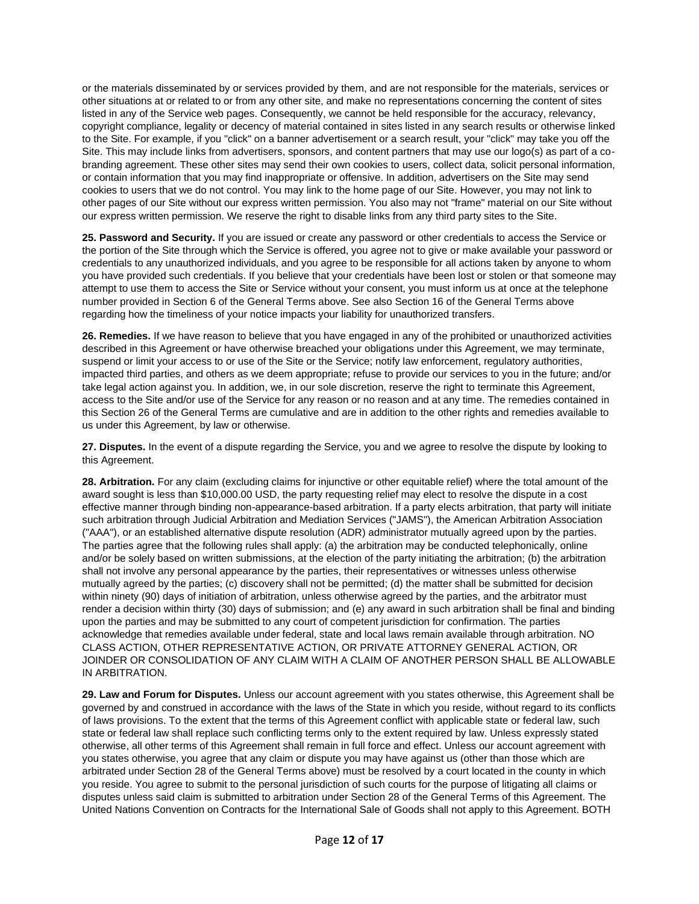or the materials disseminated by or services provided by them, and are not responsible for the materials, services or other situations at or related to or from any other site, and make no representations concerning the content of sites listed in any of the Service web pages. Consequently, we cannot be held responsible for the accuracy, relevancy, copyright compliance, legality or decency of material contained in sites listed in any search results or otherwise linked to the Site. For example, if you "click" on a banner advertisement or a search result, your "click" may take you off the Site. This may include links from advertisers, sponsors, and content partners that may use our logo(s) as part of a co-branding agreement. These other sites may send their own cookies to users, collect data, solicit personal information, or contain information that you may find inappropriate or offensive. In addition, advertisers on the Site may send cookies to users that we do not control. You may link to the home page of our Site. However, you may not link to other pages of our Site without our express written permission. You also may not "frame" material on our Site without our express written permission. We reserve the right to disable links from any third party sites to the Site.

**25. Password and Security.** If you are issued or create any password or other credentials to access the Service or the portion of the Site through which the Service is offered, you agree not to give or make available your password or credentials to any unauthorized individuals, and you agree to be responsible for all actions taken by anyone to whom you have provided such credentials. If you believe that your credentials have been lost or stolen or that someone may attempt to use them to access the Site or Service without your consent, you must inform us at once at the telephone number provided in Section 6 of the General Terms above. See also Section 16 of the General Terms above regarding how the timeliness of your notice impacts your liability for unauthorized transfers.

**26. Remedies.** If we have reason to believe that you have engaged in any of the prohibited or unauthorized activities described in this Agreement or have otherwise breached your obligations under this Agreement, we may terminate, suspend or limit your access to or use of the Site or the Service; notify law enforcement, regulatory authorities, impacted third parties, and others as we deem appropriate; refuse to provide our services to you in the future; and/or take legal action against you. In addition, we, in our sole discretion, reserve the right to terminate this Agreement, access to the Site and/or use of the Service for any reason or no reason and at any time. The remedies contained in this Section 26 of the General Terms are cumulative and are in addition to the other rights and remedies available to us under this Agreement, by law or otherwise.

**27. Disputes.** In the event of a dispute regarding the Service, you and we agree to resolve the dispute by looking to this Agreement.

**28. Arbitration.** For any claim (excluding claims for injunctive or other equitable relief) where the total amount of the award sought is less than $10,000.00 USD, the party requesting relief may elect to resolve the dispute in a cost effective manner through binding non-appearance-based arbitration. If a party elects arbitration, that party will initiate such arbitration through Judicial Arbitration and Mediation Services ("JAMS"), the American Arbitration Association ("AAA"), or an established alternative dispute resolution (ADR) administrator mutually agreed upon by the parties. The parties agree that the following rules shall apply: (a) the arbitration may be conducted telephonically, online and/or be solely based on written submissions, at the election of the party initiating the arbitration; (b) the arbitration shall not involve any personal appearance by the parties, their representatives or witnesses unless otherwise mutually agreed by the parties; (c) discovery shall not be permitted; (d) the matter shall be submitted for decision within ninety (90) days of initiation of arbitration, unless otherwise agreed by the parties, and the arbitrator must render a decision within thirty (30) days of submission; and (e) any award in such arbitration shall be final and binding upon the parties and may be submitted to any court of competent jurisdiction for confirmation. The parties acknowledge that remedies available under federal, state and local laws remain available through arbitration. NO CLASS ACTION, OTHER REPRESENTATIVE ACTION, OR PRIVATE ATTORNEY GENERAL ACTION, OR JOINDER OR CONSOLIDATION OF ANY CLAIM WITH A CLAIM OF ANOTHER PERSON SHALL BE ALLOWABLE IN ARBITRATION.

**29. Law and Forum for Disputes.** Unless our account agreement with you states otherwise, this Agreement shall be governed by and construed in accordance with the laws of the State in which you reside, without regard to its conflicts of laws provisions. To the extent that the terms of this Agreement conflict with applicable state or federal law, such state or federal law shall replace such conflicting terms only to the extent required by law. Unless expressly stated otherwise, all other terms of this Agreement shall remain in full force and effect. Unless our account agreement with you states otherwise, you agree that any claim or dispute you may have against us (other than those which are arbitrated under Section 28 of the General Terms above) must be resolved by a court located in the county in which you reside. You agree to submit to the personal jurisdiction of such courts for the purpose of litigating all claims or disputes unless said claim is submitted to arbitration under Section 28 of the General Terms of this Agreement. The United Nations Convention on Contracts for the International Sale of Goods shall not apply to this Agreement. BOTH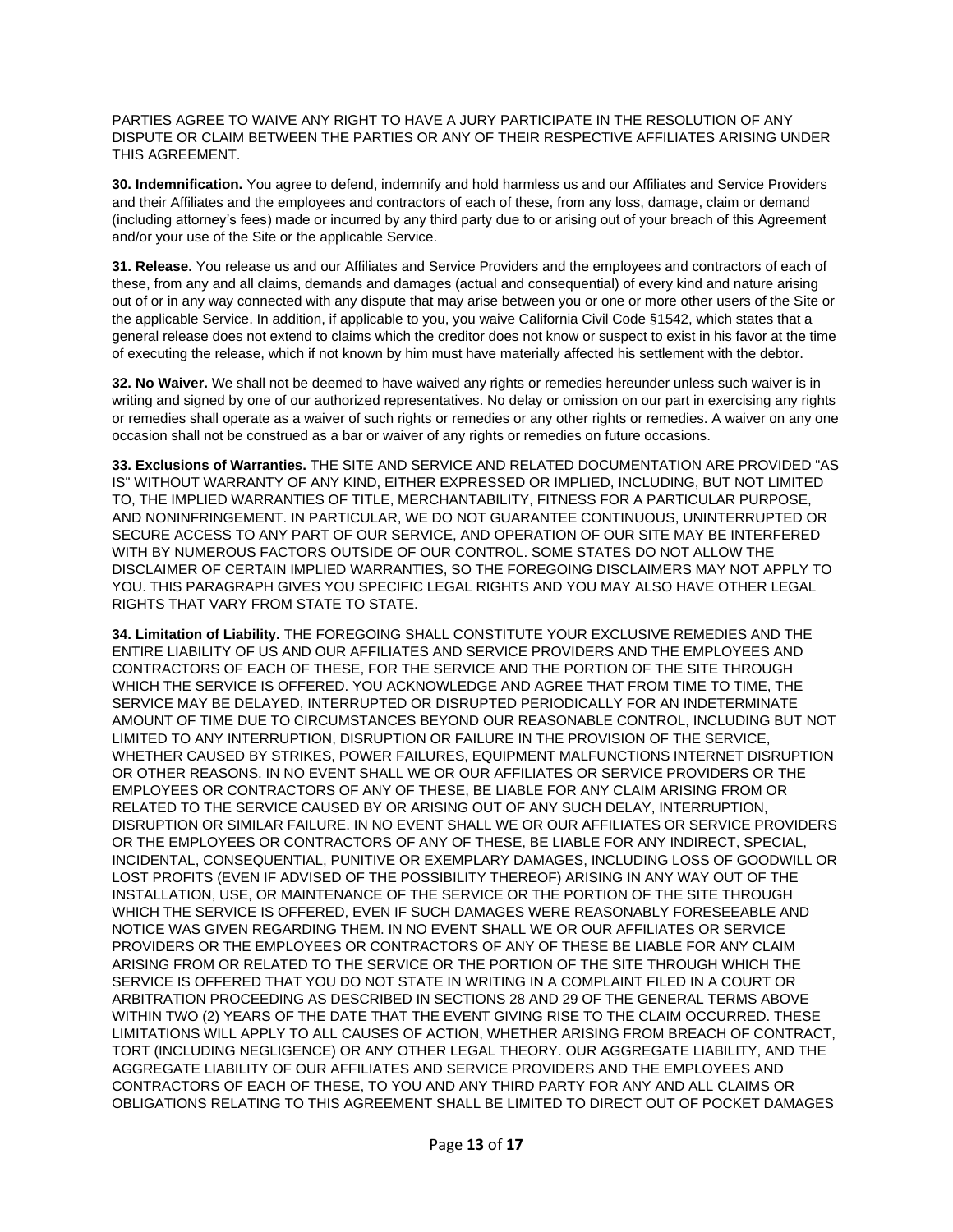PARTIES AGREE TO WAIVE ANY RIGHT TO HAVE A JURY PARTICIPATE IN THE RESOLUTION OF ANY DISPUTE OR CLAIM BETWEEN THE PARTIES OR ANY OF THEIR RESPECTIVE AFFILIATES ARISING UNDER THIS AGREEMENT.

**30. Indemnification.** You agree to defend, indemnify and hold harmless us and our Affiliates and Service Providers and their Affiliates and the employees and contractors of each of these, from any loss, damage, claim or demand (including attorney's fees) made or incurred by any third party due to or arising out of your breach of this Agreement and/or your use of the Site or the applicable Service.

**31. Release.** You release us and our Affiliates and Service Providers and the employees and contractors of each of these, from any and all claims, demands and damages (actual and consequential) of every kind and nature arising out of or in any way connected with any dispute that may arise between you or one or more other users of the Site or the applicable Service. In addition, if applicable to you, you waive California Civil Code §1542, which states that a general release does not extend to claims which the creditor does not know or suspect to exist in his favor at the time of executing the release, which if not known by him must have materially affected his settlement with the debtor.

**32. No Waiver.** We shall not be deemed to have waived any rights or remedies hereunder unless such waiver is in writing and signed by one of our authorized representatives. No delay or omission on our part in exercising any rights or remedies shall operate as a waiver of such rights or remedies or any other rights or remedies. A waiver on any one occasion shall not be construed as a bar or waiver of any rights or remedies on future occasions.

**33. Exclusions of Warranties.** THE SITE AND SERVICE AND RELATED DOCUMENTATION ARE PROVIDED "AS IS" WITHOUT WARRANTY OF ANY KIND, EITHER EXPRESSED OR IMPLIED, INCLUDING, BUT NOT LIMITED TO, THE IMPLIED WARRANTIES OF TITLE, MERCHANTABILITY, FITNESS FOR A PARTICULAR PURPOSE, AND NONINFRINGEMENT. IN PARTICULAR, WE DO NOT GUARANTEE CONTINUOUS, UNINTERRUPTED OR SECURE ACCESS TO ANY PART OF OUR SERVICE, AND OPERATION OF OUR SITE MAY BE INTERFERED WITH BY NUMEROUS FACTORS OUTSIDE OF OUR CONTROL. SOME STATES DO NOT ALLOW THE DISCLAIMER OF CERTAIN IMPLIED WARRANTIES, SO THE FOREGOING DISCLAIMERS MAY NOT APPLY TO YOU. THIS PARAGRAPH GIVES YOU SPECIFIC LEGAL RIGHTS AND YOU MAY ALSO HAVE OTHER LEGAL RIGHTS THAT VARY FROM STATE TO STATE.

**34. Limitation of Liability.** THE FOREGOING SHALL CONSTITUTE YOUR EXCLUSIVE REMEDIES AND THE ENTIRE LIABILITY OF US AND OUR AFFILIATES AND SERVICE PROVIDERS AND THE EMPLOYEES AND CONTRACTORS OF EACH OF THESE, FOR THE SERVICE AND THE PORTION OF THE SITE THROUGH WHICH THE SERVICE IS OFFERED. YOU ACKNOWLEDGE AND AGREE THAT FROM TIME TO TIME, THE SERVICE MAY BE DELAYED, INTERRUPTED OR DISRUPTED PERIODICALLY FOR AN INDETERMINATE AMOUNT OF TIME DUE TO CIRCUMSTANCES BEYOND OUR REASONABLE CONTROL, INCLUDING BUT NOT LIMITED TO ANY INTERRUPTION, DISRUPTION OR FAILURE IN THE PROVISION OF THE SERVICE, WHETHER CAUSED BY STRIKES, POWER FAILURES, EQUIPMENT MALFUNCTIONS INTERNET DISRUPTION OR OTHER REASONS. IN NO EVENT SHALL WE OR OUR AFFILIATES OR SERVICE PROVIDERS OR THE EMPLOYEES OR CONTRACTORS OF ANY OF THESE, BE LIABLE FOR ANY CLAIM ARISING FROM OR RELATED TO THE SERVICE CAUSED BY OR ARISING OUT OF ANY SUCH DELAY, INTERRUPTION, DISRUPTION OR SIMILAR FAILURE. IN NO EVENT SHALL WE OR OUR AFFILIATES OR SERVICE PROVIDERS OR THE EMPLOYEES OR CONTRACTORS OF ANY OF THESE, BE LIABLE FOR ANY INDIRECT, SPECIAL, INCIDENTAL, CONSEQUENTIAL, PUNITIVE OR EXEMPLARY DAMAGES, INCLUDING LOSS OF GOODWILL OR LOST PROFITS (EVEN IF ADVISED OF THE POSSIBILITY THEREOF) ARISING IN ANY WAY OUT OF THE INSTALLATION, USE, OR MAINTENANCE OF THE SERVICE OR THE PORTION OF THE SITE THROUGH WHICH THE SERVICE IS OFFERED, EVEN IF SUCH DAMAGES WERE REASONABLY FORESEEABLE AND NOTICE WAS GIVEN REGARDING THEM. IN NO EVENT SHALL WE OR OUR AFFILIATES OR SERVICE PROVIDERS OR THE EMPLOYEES OR CONTRACTORS OF ANY OF THESE BE LIABLE FOR ANY CLAIM ARISING FROM OR RELATED TO THE SERVICE OR THE PORTION OF THE SITE THROUGH WHICH THE SERVICE IS OFFERED THAT YOU DO NOT STATE IN WRITING IN A COMPLAINT FILED IN A COURT OR ARBITRATION PROCEEDING AS DESCRIBED IN SECTIONS 28 AND 29 OF THE GENERAL TERMS ABOVE WITHIN TWO (2) YEARS OF THE DATE THAT THE EVENT GIVING RISE TO THE CLAIM OCCURRED. THESE LIMITATIONS WILL APPLY TO ALL CAUSES OF ACTION, WHETHER ARISING FROM BREACH OF CONTRACT, TORT (INCLUDING NEGLIGENCE) OR ANY OTHER LEGAL THEORY. OUR AGGREGATE LIABILITY, AND THE AGGREGATE LIABILITY OF OUR AFFILIATES AND SERVICE PROVIDERS AND THE EMPLOYEES AND CONTRACTORS OF EACH OF THESE, TO YOU AND ANY THIRD PARTY FOR ANY AND ALL CLAIMS OR OBLIGATIONS RELATING TO THIS AGREEMENT SHALL BE LIMITED TO DIRECT OUT OF POCKET DAMAGES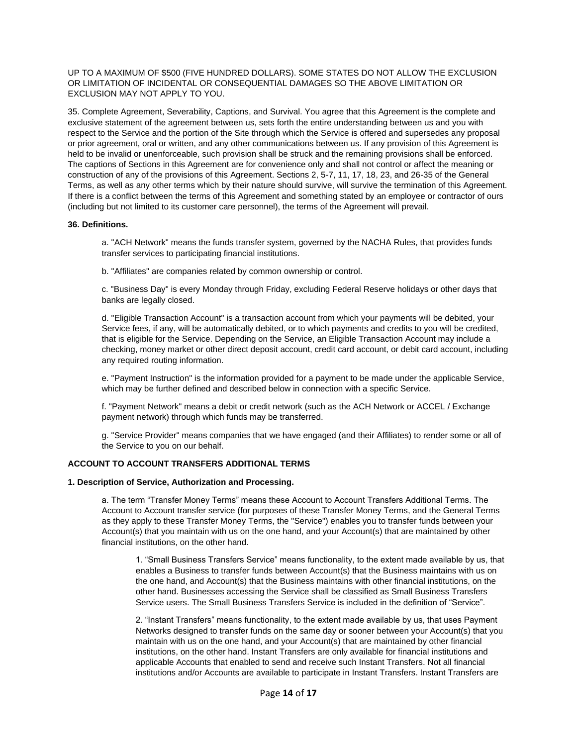UP TO A MAXIMUM OF $500 (FIVE HUNDRED DOLLARS). SOME STATES DO NOT ALLOW THE EXCLUSION OR LIMITATION OF INCIDENTAL OR CONSEQUENTIAL DAMAGES SO THE ABOVE LIMITATION OR EXCLUSION MAY NOT APPLY TO YOU.

35. Complete Agreement, Severability, Captions, and Survival. You agree that this Agreement is the complete and exclusive statement of the agreement between us, sets forth the entire understanding between us and you with respect to the Service and the portion of the Site through which the Service is offered and supersedes any proposal or prior agreement, oral or written, and any other communications between us. If any provision of this Agreement is held to be invalid or unenforceable, such provision shall be struck and the remaining provisions shall be enforced. The captions of Sections in this Agreement are for convenience only and shall not control or affect the meaning or construction of any of the provisions of this Agreement. Sections 2, 5-7, 11, 17, 18, 23, and 26-35 of the General Terms, as well as any other terms which by their nature should survive, will survive the termination of this Agreement. If there is a conflict between the terms of this Agreement and something stated by an employee or contractor of ours (including but not limited to its customer care personnel), the terms of the Agreement will prevail.

**36. Definitions.**

a. "ACH Network" means the funds transfer system, governed by the NACHA Rules, that provides funds transfer services to participating financial institutions.

b. "Affiliates" are companies related by common ownership or control.

c. "Business Day" is every Monday through Friday, excluding Federal Reserve holidays or other days that banks are legally closed.

d. "Eligible Transaction Account" is a transaction account from which your payments will be debited, your Service fees, if any, will be automatically debited, or to which payments and credits to you will be credited, that is eligible for the Service. Depending on the Service, an Eligible Transaction Account may include a checking, money market or other direct deposit account, credit card account, or debit card account, including any required routing information.

e. "Payment Instruction" is the information provided for a payment to be made under the applicable Service, which may be further defined and described below in connection with a specific Service.

f. "Payment Network" means a debit or credit network (such as the ACH Network or ACCEL / Exchange payment network) through which funds may be transferred.

g. "Service Provider" means companies that we have engaged (and their Affiliates) to render some or all of the Service to you on our behalf.

**ACCOUNT TO ACCOUNT TRANSFERS ADDITIONAL TERMS**

**1. Description of Service, Authorization and Processing.**

a. The term "Transfer Money Terms" means these Account to Account Transfers Additional Terms. The Account to Account transfer service (for purposes of these Transfer Money Terms, and the General Terms as they apply to these Transfer Money Terms, the "Service") enables you to transfer funds between your Account(s) that you maintain with us on the one hand, and your Account(s) that are maintained by other financial institutions, on the other hand.

1. "Small Business Transfers Service" means functionality, to the extent made available by us, that enables a Business to transfer funds between Account(s) that the Business maintains with us on the one hand, and Account(s) that the Business maintains with other financial institutions, on the other hand. Businesses accessing the Service shall be classified as Small Business Transfers Service users. The Small Business Transfers Service is included in the definition of "Service".

2. "Instant Transfers" means functionality, to the extent made available by us, that uses Payment Networks designed to transfer funds on the same day or sooner between your Account(s) that you maintain with us on the one hand, and your Account(s) that are maintained by other financial institutions, on the other hand. Instant Transfers are only available for financial institutions and applicable Accounts that enabled to send and receive such Instant Transfers. Not all financial institutions and/or Accounts are available to participate in Instant Transfers. Instant Transfers are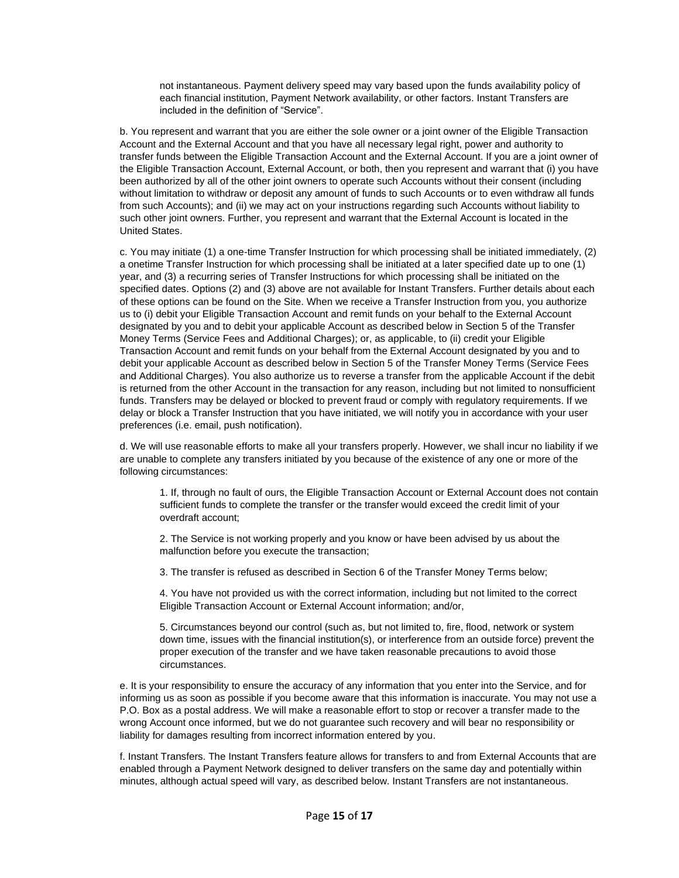not instantaneous. Payment delivery speed may vary based upon the funds availability policy of each financial institution, Payment Network availability, or other factors. Instant Transfers are included in the definition of "Service".

b. You represent and warrant that you are either the sole owner or a joint owner of the Eligible Transaction Account and the External Account and that you have all necessary legal right, power and authority to transfer funds between the Eligible Transaction Account and the External Account. If you are a joint owner of the Eligible Transaction Account, External Account, or both, then you represent and warrant that (i) you have been authorized by all of the other joint owners to operate such Accounts without their consent (including without limitation to withdraw or deposit any amount of funds to such Accounts or to even withdraw all funds from such Accounts); and (ii) we may act on your instructions regarding such Accounts without liability to such other joint owners. Further, you represent and warrant that the External Account is located in the United States.

c. You may initiate (1) a one-time Transfer Instruction for which processing shall be initiated immediately, (2) a onetime Transfer Instruction for which processing shall be initiated at a later specified date up to one (1) year, and (3) a recurring series of Transfer Instructions for which processing shall be initiated on the specified dates. Options (2) and (3) above are not available for Instant Transfers. Further details about each of these options can be found on the Site. When we receive a Transfer Instruction from you, you authorize us to (i) debit your Eligible Transaction Account and remit funds on your behalf to the External Account designated by you and to debit your applicable Account as described below in Section 5 of the Transfer Money Terms (Service Fees and Additional Charges); or, as applicable, to (ii) credit your Eligible Transaction Account and remit funds on your behalf from the External Account designated by you and to debit your applicable Account as described below in Section 5 of the Transfer Money Terms (Service Fees and Additional Charges). You also authorize us to reverse a transfer from the applicable Account if the debit is returned from the other Account in the transaction for any reason, including but not limited to nonsufficient funds. Transfers may be delayed or blocked to prevent fraud or comply with regulatory requirements. If we delay or block a Transfer Instruction that you have initiated, we will notify you in accordance with your user preferences (i.e. email, push notification).

d. We will use reasonable efforts to make all your transfers properly. However, we shall incur no liability if we are unable to complete any transfers initiated by you because of the existence of any one or more of the following circumstances:

1. If, through no fault of ours, the Eligible Transaction Account or External Account does not contain sufficient funds to complete the transfer or the transfer would exceed the credit limit of your overdraft account;

2. The Service is not working properly and you know or have been advised by us about the malfunction before you execute the transaction;

3. The transfer is refused as described in Section 6 of the Transfer Money Terms below;

4. You have not provided us with the correct information, including but not limited to the correct Eligible Transaction Account or External Account information; and/or,

5. Circumstances beyond our control (such as, but not limited to, fire, flood, network or system down time, issues with the financial institution(s), or interference from an outside force) prevent the proper execution of the transfer and we have taken reasonable precautions to avoid those circumstances.

e. It is your responsibility to ensure the accuracy of any information that you enter into the Service, and for informing us as soon as possible if you become aware that this information is inaccurate. You may not use a P.O. Box as a postal address. We will make a reasonable effort to stop or recover a transfer made to the wrong Account once informed, but we do not guarantee such recovery and will bear no responsibility or liability for damages resulting from incorrect information entered by you.

f. Instant Transfers. The Instant Transfers feature allows for transfers to and from External Accounts that are enabled through a Payment Network designed to deliver transfers on the same day and potentially within minutes, although actual speed will vary, as described below. Instant Transfers are not instantaneous.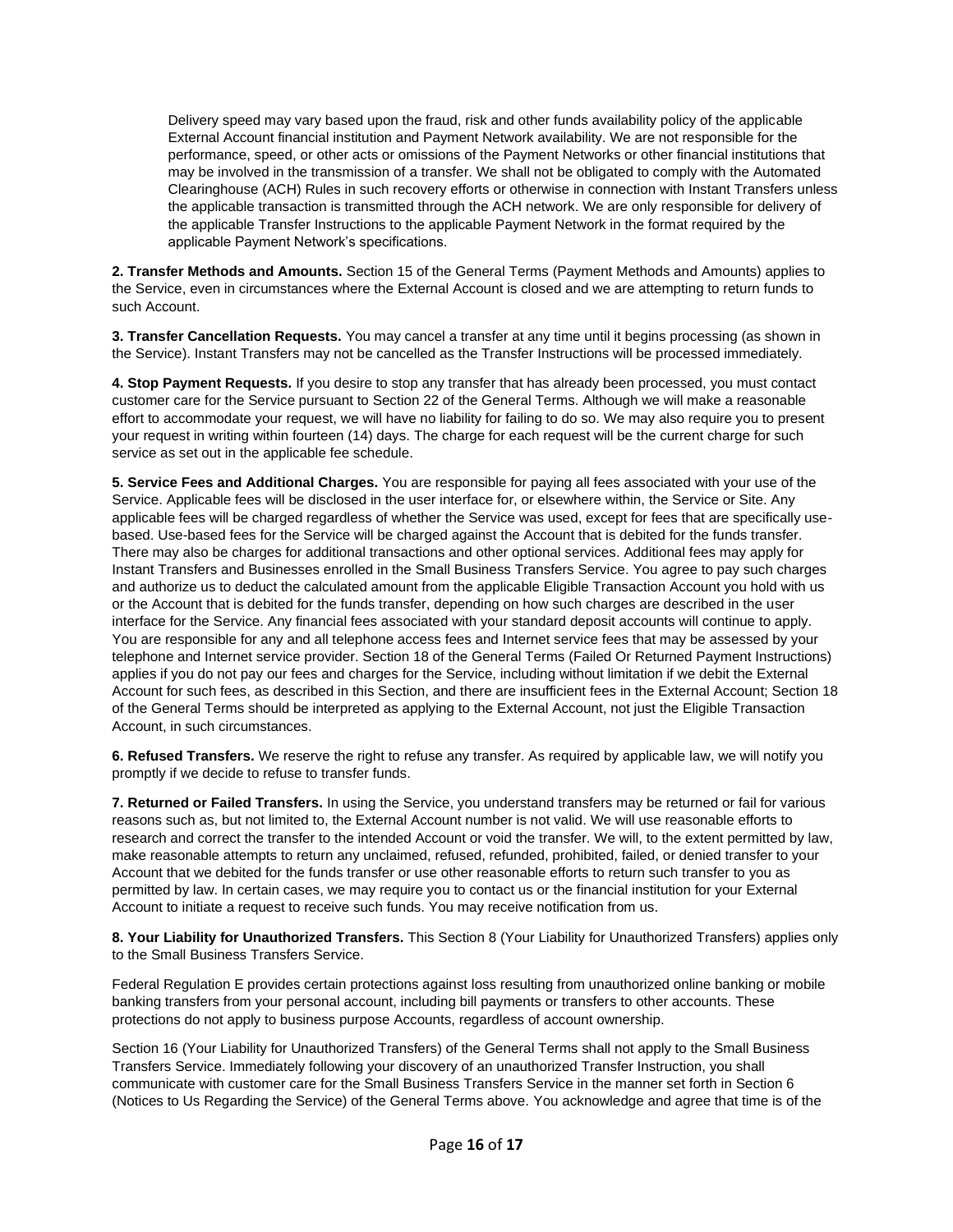Delivery speed may vary based upon the fraud, risk and other funds availability policy of the applicable External Account financial institution and Payment Network availability. We are not responsible for the performance, speed, or other acts or omissions of the Payment Networks or other financial institutions that may be involved in the transmission of a transfer. We shall not be obligated to comply with the Automated Clearinghouse (ACH) Rules in such recovery efforts or otherwise in connection with Instant Transfers unless the applicable transaction is transmitted through the ACH network. We are only responsible for delivery of the applicable Transfer Instructions to the applicable Payment Network in the format required by the applicable Payment Network's specifications.

**2. Transfer Methods and Amounts.** Section 15 of the General Terms (Payment Methods and Amounts) applies to the Service, even in circumstances where the External Account is closed and we are attempting to return funds to such Account.

**3. Transfer Cancellation Requests.** You may cancel a transfer at any time until it begins processing (as shown in the Service). Instant Transfers may not be cancelled as the Transfer Instructions will be processed immediately.

**4. Stop Payment Requests.** If you desire to stop any transfer that has already been processed, you must contact customer care for the Service pursuant to Section 22 of the General Terms. Although we will make a reasonable effort to accommodate your request, we will have no liability for failing to do so. We may also require you to present your request in writing within fourteen (14) days. The charge for each request will be the current charge for such service as set out in the applicable fee schedule.

**5. Service Fees and Additional Charges.** You are responsible for paying all fees associated with your use of the Service. Applicable fees will be disclosed in the user interface for, or elsewhere within, the Service or Site. Any applicable fees will be charged regardless of whether the Service was used, except for fees that are specifically use-based. Use-based fees for the Service will be charged against the Account that is debited for the funds transfer. There may also be charges for additional transactions and other optional services. Additional fees may apply for Instant Transfers and Businesses enrolled in the Small Business Transfers Service. You agree to pay such charges and authorize us to deduct the calculated amount from the applicable Eligible Transaction Account you hold with us or the Account that is debited for the funds transfer, depending on how such charges are described in the user interface for the Service. Any financial fees associated with your standard deposit accounts will continue to apply. You are responsible for any and all telephone access fees and Internet service fees that may be assessed by your telephone and Internet service provider. Section 18 of the General Terms (Failed Or Returned Payment Instructions) applies if you do not pay our fees and charges for the Service, including without limitation if we debit the External Account for such fees, as described in this Section, and there are insufficient fees in the External Account; Section 18 of the General Terms should be interpreted as applying to the External Account, not just the Eligible Transaction Account, in such circumstances.

**6. Refused Transfers.** We reserve the right to refuse any transfer. As required by applicable law, we will notify you promptly if we decide to refuse to transfer funds.

**7. Returned or Failed Transfers.** In using the Service, you understand transfers may be returned or fail for various reasons such as, but not limited to, the External Account number is not valid. We will use reasonable efforts to research and correct the transfer to the intended Account or void the transfer. We will, to the extent permitted by law, make reasonable attempts to return any unclaimed, refused, refunded, prohibited, failed, or denied transfer to your Account that we debited for the funds transfer or use other reasonable efforts to return such transfer to you as permitted by law. In certain cases, we may require you to contact us or the financial institution for your External Account to initiate a request to receive such funds. You may receive notification from us.

**8. Your Liability for Unauthorized Transfers.** This Section 8 (Your Liability for Unauthorized Transfers) applies only to the Small Business Transfers Service.

Federal Regulation E provides certain protections against loss resulting from unauthorized online banking or mobile banking transfers from your personal account, including bill payments or transfers to other accounts. These protections do not apply to business purpose Accounts, regardless of account ownership.

Section 16 (Your Liability for Unauthorized Transfers) of the General Terms shall not apply to the Small Business Transfers Service. Immediately following your discovery of an unauthorized Transfer Instruction, you shall communicate with customer care for the Small Business Transfers Service in the manner set forth in Section 6 (Notices to Us Regarding the Service) of the General Terms above. You acknowledge and agree that time is of the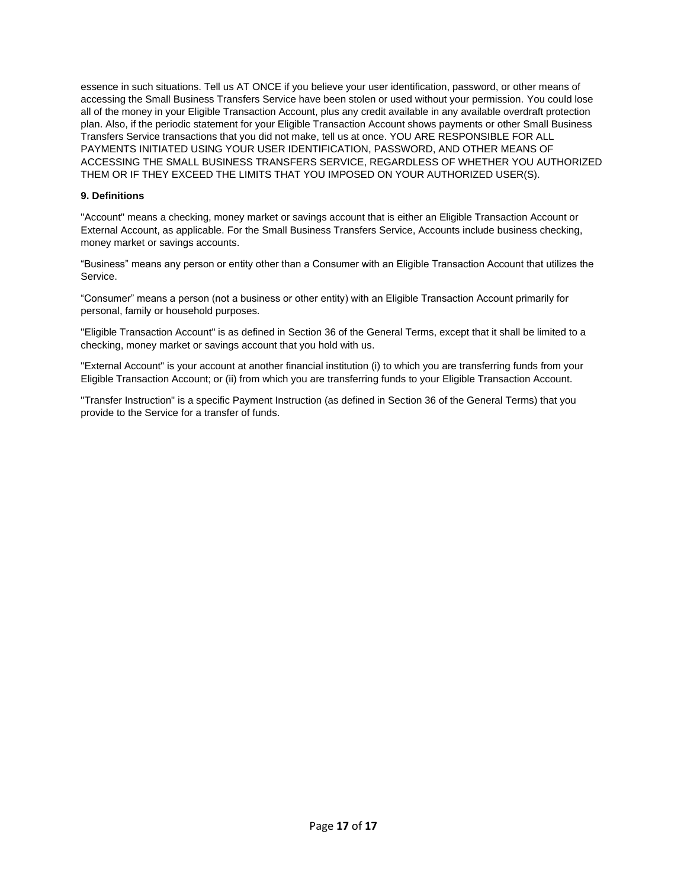essence in such situations. Tell us AT ONCE if you believe your user identification, password, or other means of accessing the Small Business Transfers Service have been stolen or used without your permission. You could lose all of the money in your Eligible Transaction Account, plus any credit available in any available overdraft protection plan. Also, if the periodic statement for your Eligible Transaction Account shows payments or other Small Business Transfers Service transactions that you did not make, tell us at once. YOU ARE RESPONSIBLE FOR ALL PAYMENTS INITIATED USING YOUR USER IDENTIFICATION, PASSWORD, AND OTHER MEANS OF ACCESSING THE SMALL BUSINESS TRANSFERS SERVICE, REGARDLESS OF WHETHER YOU AUTHORIZED THEM OR IF THEY EXCEED THE LIMITS THAT YOU IMPOSED ON YOUR AUTHORIZED USER(S).

**9. Definitions**

"Account" means a checking, money market or savings account that is either an Eligible Transaction Account or External Account, as applicable. For the Small Business Transfers Service, Accounts include business checking, money market or savings accounts.

“Business” means any person or entity other than a Consumer with an Eligible Transaction Account that utilizes the Service.

“Consumer” means a person (not a business or other entity) with an Eligible Transaction Account primarily for personal, family or household purposes.

"Eligible Transaction Account" is as defined in Section 36 of the General Terms, except that it shall be limited to a checking, money market or savings account that you hold with us.

"External Account" is your account at another financial institution (i) to which you are transferring funds from your Eligible Transaction Account; or (ii) from which you are transferring funds to your Eligible Transaction Account.

"Transfer Instruction" is a specific Payment Instruction (as defined in Section 36 of the General Terms) that you provide to the Service for a transfer of funds.